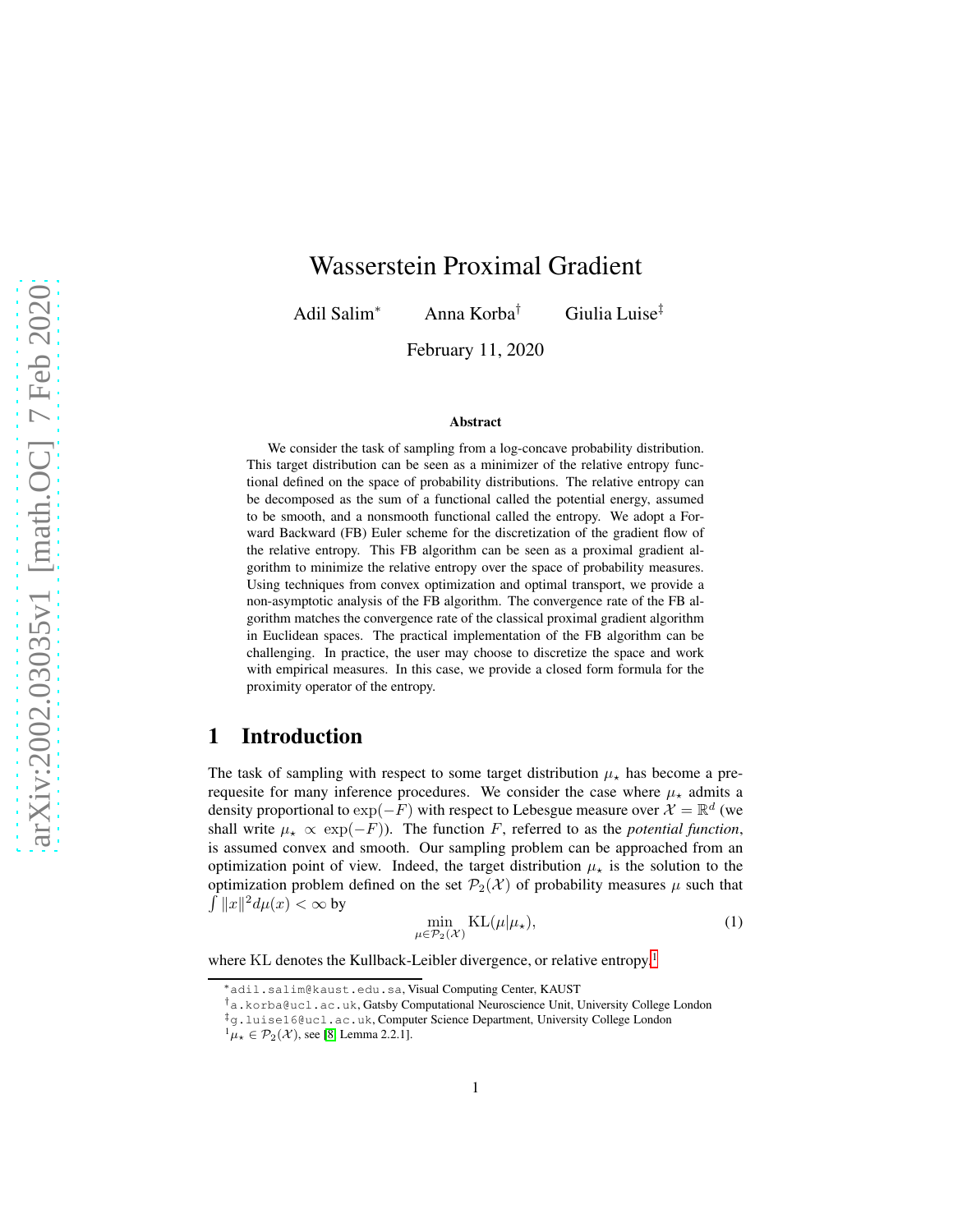# Wasserstein Proximal Gradient

Adil Salim[*] Anna Korba[†] Giulia Luise[‡]

February 11, 2020

### Abstract

We consider the task of sampling from a log-concave probability distribution. This target distribution can be seen as a minimizer of the relative entropy functional defined on the space of probability distributions. The relative entropy can be decomposed as the sum of a functional called the potential energy, assumed to be smooth, and a nonsmooth functional called the entropy. We adopt a Forward Backward (FB) Euler scheme for the discretization of the gradient flow of the relative entropy. This FB algorithm can be seen as a proximal gradient algorithm to minimize the relative entropy over the space of probability measures. Using techniques from convex optimization and optimal transport, we provide a non-asymptotic analysis of the FB algorithm. The convergence rate of the FB algorithm matches the convergence rate of the classical proximal gradient algorithm in Euclidean spaces. The practical implementation of the FB algorithm can be challenging. In practice, the user may choose to discretize the space and work with empirical measures. In this case, we provide a closed form formula for the proximity operator of the entropy.

## 1 Introduction

The task of sampling with respect to some target distribution $\mu_\star$ has become a prerequesite for many inference procedures. We consider the case where $\mu_\star$ admits a density proportional to $\exp(-F)$ with respect to Lebesgue measure over $\mathcal{X} = \mathbb{R}^d$ (we shall write $\mu_\star \propto \exp(-F)$). The function $F$, referred to as the *potential function*, is assumed convex and smooth. Our sampling problem can be approached from an optimization point of view. Indeed, the target distribution $\mu_\star$ is the solution to the optimization problem defined on the set $\mathcal{P}_2(\mathcal{X})$ of probability measures $\mu$ such that $\int \|x\|^2 d\mu(x) < \infty$ by

$$\min_{\mu \in \mathcal{P}_2(\mathcal{X})} \mathrm{KL}(\mu|\mu_\star), \tag{1}$$

where KL denotes the Kullback-Leibler divergence, or relative entropy.[1]

---

[*] adil.salim@kaust.edu.sa, Visual Computing Center, KAUST

[†] a.korba@ucl.ac.uk, Gatsby Computational Neuroscience Unit, University College London

[‡] g.luise16@ucl.ac.uk, Computer Science Department, University College London

[1] $\mu_\star \in \mathcal{P}_2(\mathcal{X})$, see [8, Lemma 2.2.1].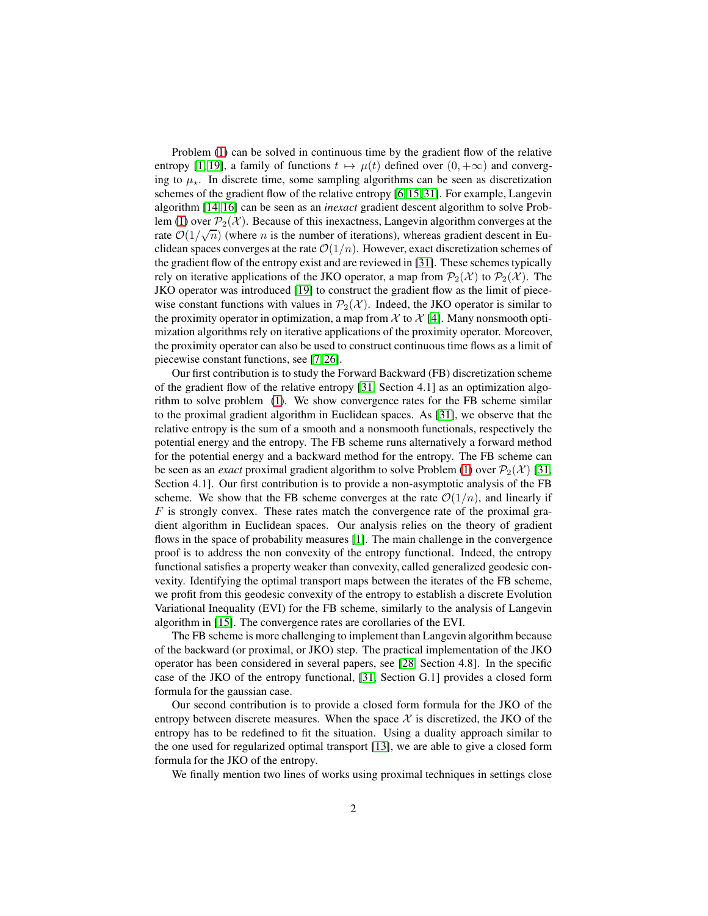Problem (1) can be solved in continuous time by the gradient flow of the relative entropy [1, 19], a family of functions $t \mapsto \mu(t)$ defined over $(0, +\infty)$ and converging to $\mu_\star$. In discrete time, some sampling algorithms can be seen as discretization schemes of the gradient flow of the relative entropy [6, 15, 31]. For example, Langevin algorithm [14, 16] can be seen as an *inexact* gradient descent algorithm to solve Problem (1) over $\mathcal{P}_2(\mathcal{X})$. Because of this inexactness, Langevin algorithm converges at the rate $\mathcal{O}(1/\sqrt{n})$ (where $n$ is the number of iterations), whereas gradient descent in Euclidean spaces converges at the rate $\mathcal{O}(1/n)$. However, exact discretization schemes of the gradient flow of the entropy exist and are reviewed in [31]. These schemes typically rely on iterative applications of the JKO operator, a map from $\mathcal{P}_2(\mathcal{X})$ to $\mathcal{P}_2(\mathcal{X})$. The JKO operator was introduced [19] to construct the gradient flow as the limit of piecewise constant functions with values in $\mathcal{P}_2(\mathcal{X})$. Indeed, the JKO operator is similar to the proximity operator in optimization, a map from $\mathcal{X}$ to $\mathcal{X}$ [4]. Many nonsmooth optimization algorithms rely on iterative applications of the proximity operator. Moreover, the proximity operator can also be used to construct continuous time flows as a limit of piecewise constant functions, see [7, 26].

Our first contribution is to study the Forward Backward (FB) discretization scheme of the gradient flow of the relative entropy [31, Section 4.1] as an optimization algorithm to solve problem (1). We show convergence rates for the FB scheme similar to the proximal gradient algorithm in Euclidean spaces. As [31], we observe that the relative entropy is the sum of a smooth and a nonsmooth functionals, respectively the potential energy and the entropy. The FB scheme runs alternatively a forward method for the potential energy and a backward method for the entropy. The FB scheme can be seen as an *exact* proximal gradient algorithm to solve Problem (1) over $\mathcal{P}_2(\mathcal{X})$ [31, Section 4.1]. Our first contribution is to provide a non-asymptotic analysis of the FB scheme. We show that the FB scheme converges at the rate $\mathcal{O}(1/n)$, and linearly if $F$ is strongly convex. These rates match the convergence rate of the proximal gradient algorithm in Euclidean spaces. Our analysis relies on the theory of gradient flows in the space of probability measures [1]. The main challenge in the convergence proof is to address the non convexity of the entropy functional. Indeed, the entropy functional satisfies a property weaker than convexity, called generalized geodesic convexity. Identifying the optimal transport maps between the iterates of the FB scheme, we profit from this geodesic convexity of the entropy to establish a discrete Evolution Variational Inequality (EVI) for the FB scheme, similarly to the analysis of Langevin algorithm in [15]. The convergence rates are corollaries of the EVI.

The FB scheme is more challenging to implement than Langevin algorithm because of the backward (or proximal, or JKO) step. The practical implementation of the JKO operator has been considered in several papers, see [28, Section 4.8]. In the specific case of the JKO of the entropy functional, [31, Section G.1] provides a closed form formula for the gaussian case.

Our second contribution is to provide a closed form formula for the JKO of the entropy between discrete measures. When the space $\mathcal{X}$ is discretized, the JKO of the entropy has to be redefined to fit the situation. Using a duality approach similar to the one used for regularized optimal transport [13], we are able to give a closed form formula for the JKO of the entropy.

We finally mention two lines of works using proximal techniques in settings close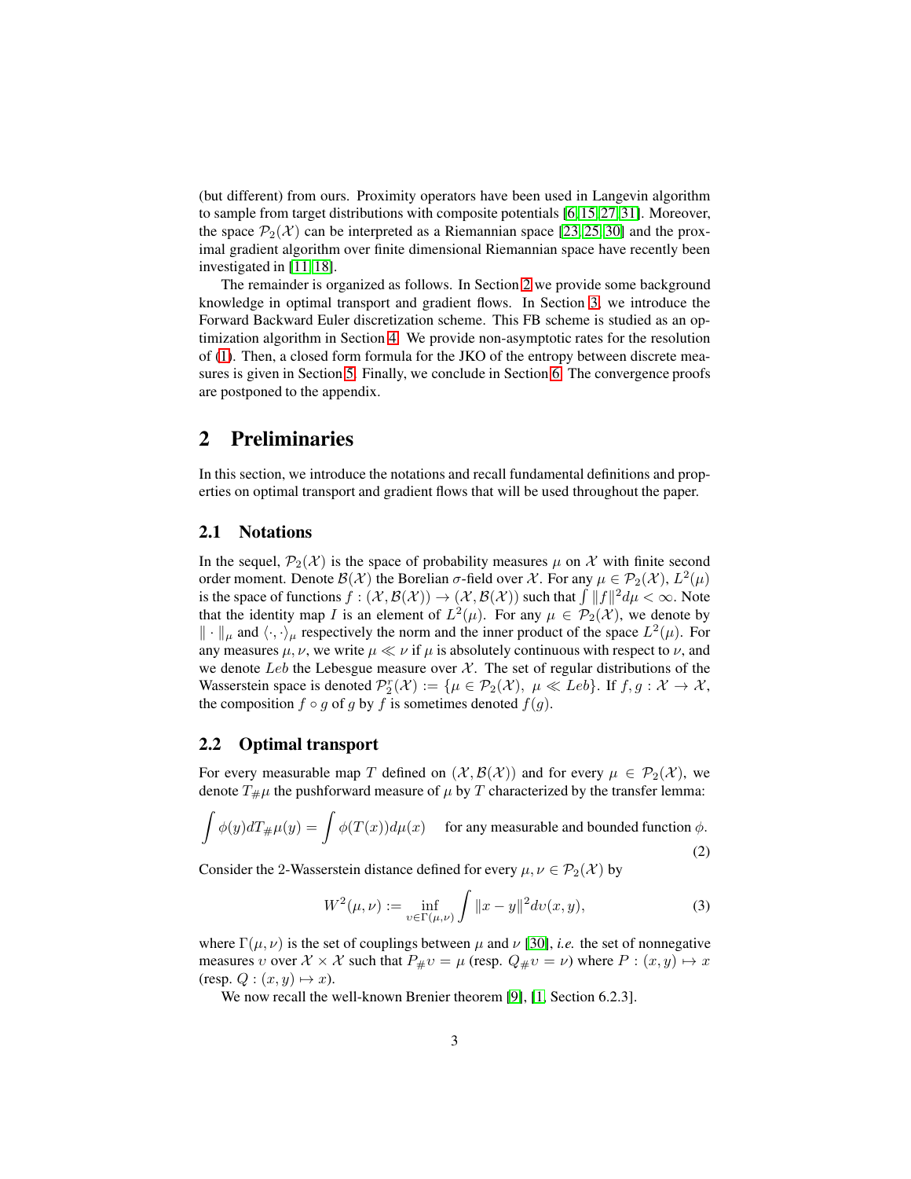(but different) from ours. Proximity operators have been used in Langevin algorithm to sample from target distributions with composite potentials [6,15,27,31]. Moreover, the space $\mathcal{P}_2(\mathcal{X})$ can be interpreted as a Riemannian space [23,25,30] and the proximal gradient algorithm over finite dimensional Riemannian space have recently been investigated in [11,18].

The remainder is organized as follows. In Section 2 we provide some background knowledge in optimal transport and gradient flows. In Section 3, we introduce the Forward Backward Euler discretization scheme. This FB scheme is studied as an optimization algorithm in Section 4. We provide non-asymptotic rates for the resolution of (1). Then, a closed form formula for the JKO of the entropy between discrete measures is given in Section 5. Finally, we conclude in Section 6. The convergence proofs are postponed to the appendix.

## 2 Preliminaries

In this section, we introduce the notations and recall fundamental definitions and properties on optimal transport and gradient flows that will be used throughout the paper.

### 2.1 Notations

In the sequel, $\mathcal{P}_2(\mathcal{X})$ is the space of probability measures $\mu$ on $\mathcal{X}$ with finite second order moment. Denote $\mathcal{B}(\mathcal{X})$ the Borelian $\sigma$-field over $\mathcal{X}$. For any $\mu \in \mathcal{P}_2(\mathcal{X})$, $L^2(\mu)$ is the space of functions $f : (\mathcal{X}, \mathcal{B}(\mathcal{X})) \to (\mathcal{X}, \mathcal{B}(\mathcal{X}))$ such that $\int \|f\|^2 d\mu < \infty$. Note that the identity map $I$ is an element of $L^2(\mu)$. For any $\mu \in \mathcal{P}_2(\mathcal{X})$, we denote by $\|\cdot\|_\mu$ and $\langle \cdot, \cdot \rangle_\mu$ respectively the norm and the inner product of the space $L^2(\mu)$. For any measures $\mu, \nu$, we write $\mu \ll \nu$ if $\mu$ is absolutely continuous with respect to $\nu$, and we denote $Leb$ the Lebesgue measure over $\mathcal{X}$. The set of regular distributions of the Wasserstein space is denoted $\mathcal{P}_2^r(\mathcal{X}) := \{\mu \in \mathcal{P}_2(\mathcal{X}),\ \mu \ll Leb\}$. If $f, g : \mathcal{X} \to \mathcal{X}$, the composition $f \circ g$ of $g$ by $f$ is sometimes denoted $f(g)$.

### 2.2 Optimal transport

For every measurable map $T$ defined on $(\mathcal{X}, \mathcal{B}(\mathcal{X}))$ and for every $\mu \in \mathcal{P}_2(\mathcal{X})$, we denote $T_\# \mu$ the pushforward measure of $\mu$ by $T$ characterized by the transfer lemma:

$$\int \phi(y) dT_\# \mu(y) = \int \phi(T(x)) d\mu(x) \quad \text{for any measurable and bounded function } \phi. \tag{2}$$

Consider the 2-Wasserstein distance defined for every $\mu, \nu \in \mathcal{P}_2(\mathcal{X})$ by

$$W^2(\mu, \nu) := \inf_{\upsilon \in \Gamma(\mu,\nu)} \int \|x - y\|^2 d\upsilon(x, y), \tag{3}$$

where $\Gamma(\mu, \nu)$ is the set of couplings between $\mu$ and $\nu$ [30], *i.e.* the set of nonnegative measures $\upsilon$ over $\mathcal{X} \times \mathcal{X}$ such that $P_\# \upsilon = \mu$ (resp. $Q_\# \upsilon = \nu$) where $P : (x, y) \mapsto x$ (resp. $Q : (x, y) \mapsto x$).

We now recall the well-known Brenier theorem [9], [1, Section 6.2.3].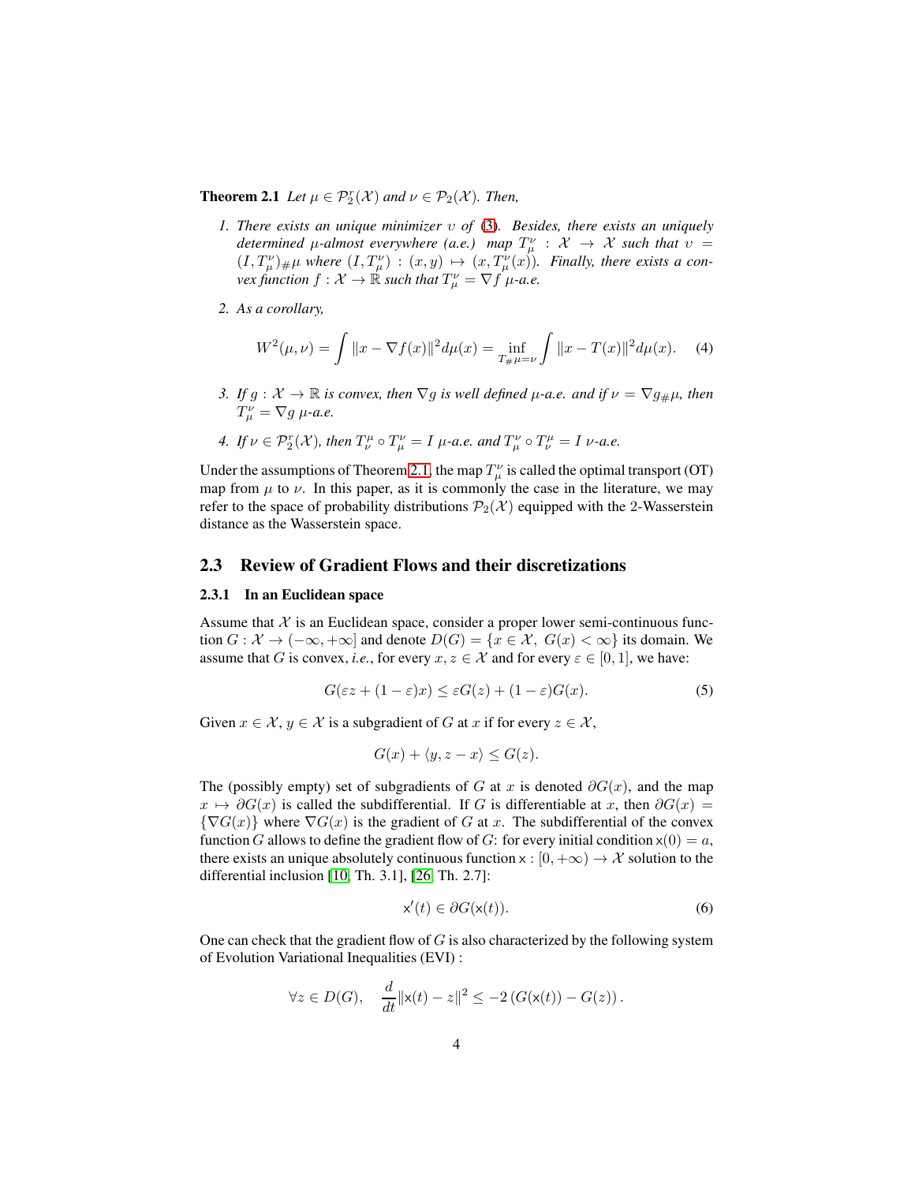**Theorem 2.1** *Let $\mu \in \mathcal{P}_2^r(\mathcal{X})$ and $\nu \in \mathcal{P}_2(\mathcal{X})$. Then,*

1. *There exists an unique minimizer $\upsilon$ of (3). Besides, there exists an uniquely determined $\mu$-almost everywhere (a.e.) map $T_\mu^\nu : \mathcal{X} \to \mathcal{X}$ such that $\upsilon = (I, T_\mu^\nu)_\# \mu$ where $(I, T_\mu^\nu) : (x, y) \mapsto (x, T_\mu^\nu(x))$. Finally, there exists a convex function $f : \mathcal{X} \to \mathbb{R}$ such that $T_\mu^\nu = \nabla f$ $\mu$-a.e.*

2. *As a corollary,*

$$W^2(\mu, \nu) = \int \|x - \nabla f(x)\|^2 d\mu(x) = \inf_{T_\# \mu = \nu} \int \|x - T(x)\|^2 d\mu(x). \tag{4}$$

3. *If $g : \mathcal{X} \to \mathbb{R}$ is convex, then $\nabla g$ is well defined $\mu$-a.e. and if $\nu = \nabla g_\# \mu$, then $T_\mu^\nu = \nabla g$ $\mu$-a.e.*

4. *If $\nu \in \mathcal{P}_2^r(\mathcal{X})$, then $T_\nu^\mu \circ T_\mu^\nu = I$ $\mu$-a.e. and $T_\mu^\nu \circ T_\nu^\mu = I$ $\nu$-a.e.*

Under the assumptions of Theorem 2.1, the map $T_\mu^\nu$ is called the optimal transport (OT) map from $\mu$ to $\nu$. In this paper, as it is commonly the case in the literature, we may refer to the space of probability distributions $\mathcal{P}_2(\mathcal{X})$ equipped with the 2-Wasserstein distance as the Wasserstein space.

## 2.3 Review of Gradient Flows and their discretizations

### 2.3.1 In an Euclidean space

Assume that $\mathcal{X}$ is an Euclidean space, consider a proper lower semi-continuous function $G : \mathcal{X} \to (-\infty, +\infty]$ and denote $D(G) = \{x \in \mathcal{X},\ G(x) < \infty\}$ its domain. We assume that $G$ is convex, *i.e.*, for every $x, z \in \mathcal{X}$ and for every $\varepsilon \in [0, 1]$, we have:

$$G(\varepsilon z + (1 - \varepsilon)x) \leq \varepsilon G(z) + (1 - \varepsilon) G(x). \tag{5}$$

Given $x \in \mathcal{X}$, $y \in \mathcal{X}$ is a subgradient of $G$ at $x$ if for every $z \in \mathcal{X}$,

$$G(x) + \langle y, z - x \rangle \leq G(z).$$

The (possibly empty) set of subgradients of $G$ at $x$ is denoted $\partial G(x)$, and the map $x \mapsto \partial G(x)$ is called the subdifferential. If $G$ is differentiable at $x$, then $\partial G(x) = \{\nabla G(x)\}$ where $\nabla G(x)$ is the gradient of $G$ at $x$. The subdifferential of the convex function $G$ allows to define the gradient flow of $G$: for every initial condition $\mathsf{x}(0) = a$, there exists an unique absolutely continuous function $\mathsf{x} : [0, +\infty) \to \mathcal{X}$ solution to the differential inclusion [10, Th. 3.1], [26, Th. 2.7]:

$$\mathsf{x}'(t) \in \partial G(\mathsf{x}(t)). \tag{6}$$

One can check that the gradient flow of $G$ is also characterized by the following system of Evolution Variational Inequalities (EVI) :

$$\forall z \in D(G), \quad \frac{d}{dt} \|\mathsf{x}(t) - z\|^2 \leq -2 \left( G(\mathsf{x}(t)) - G(z) \right).$$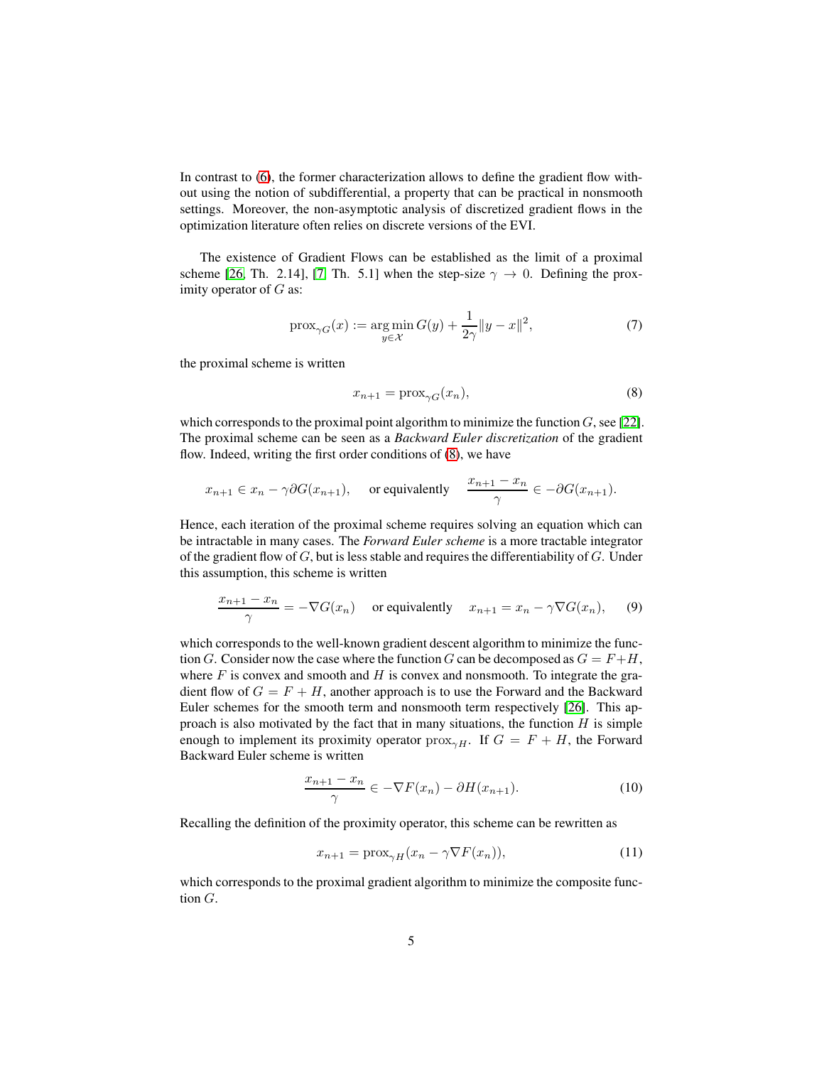In contrast to (6), the former characterization allows to define the gradient flow without using the notion of subdifferential, a property that can be practical in nonsmooth settings. Moreover, the non-asymptotic analysis of discretized gradient flows in the optimization literature often relies on discrete versions of the EVI.

The existence of Gradient Flows can be established as the limit of a proximal scheme [26, Th. 2.14], [7, Th. 5.1] when the step-size $\gamma \to 0$. Defining the proximity operator of $G$ as:

$$\text{prox}_{\gamma G}(x) := \underset{y \in \mathcal{X}}{\arg\min}\, G(y) + \frac{1}{2\gamma}\|y - x\|^2, \tag{7}$$

the proximal scheme is written

$$x_{n+1} = \text{prox}_{\gamma G}(x_n), \tag{8}$$

which corresponds to the proximal point algorithm to minimize the function $G$, see [22]. The proximal scheme can be seen as a *Backward Euler discretization* of the gradient flow. Indeed, writing the first order conditions of (8), we have

$$x_{n+1} \in x_n - \gamma \partial G(x_{n+1}), \quad \text{or equivalently} \quad \frac{x_{n+1} - x_n}{\gamma} \in -\partial G(x_{n+1}).$$

Hence, each iteration of the proximal scheme requires solving an equation which can be intractable in many cases. The *Forward Euler scheme* is a more tractable integrator of the gradient flow of $G$, but is less stable and requires the differentiability of $G$. Under this assumption, this scheme is written

$$\frac{x_{n+1} - x_n}{\gamma} = -\nabla G(x_n) \quad \text{or equivalently} \quad x_{n+1} = x_n - \gamma \nabla G(x_n), \tag{9}$$

which corresponds to the well-known gradient descent algorithm to minimize the function $G$. Consider now the case where the function $G$ can be decomposed as $G = F + H$, where $F$ is convex and smooth and $H$ is convex and nonsmooth. To integrate the gradient flow of $G = F + H$, another approach is to use the Forward and the Backward Euler schemes for the smooth term and nonsmooth term respectively [26]. This approach is also motivated by the fact that in many situations, the function $H$ is simple enough to implement its proximity operator $\text{prox}_{\gamma H}$. If $G = F + H$, the Forward Backward Euler scheme is written

$$\frac{x_{n+1} - x_n}{\gamma} \in -\nabla F(x_n) - \partial H(x_{n+1}). \tag{10}$$

Recalling the definition of the proximity operator, this scheme can be rewritten as

$$x_{n+1} = \text{prox}_{\gamma H}(x_n - \gamma \nabla F(x_n)), \tag{11}$$

which corresponds to the proximal gradient algorithm to minimize the composite function $G$.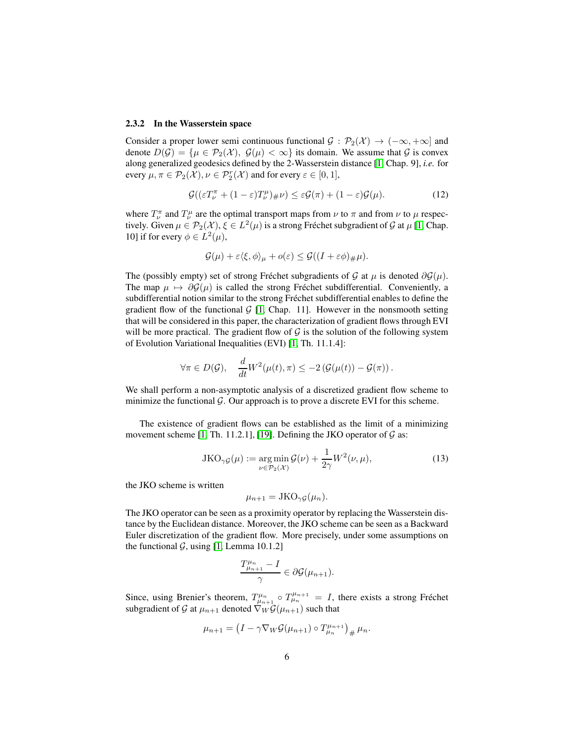### 2.3.2 In the Wasserstein space

Consider a proper lower semi continuous functional $\mathcal{G} : \mathcal{P}_2(\mathcal{X}) \to (-\infty, +\infty]$ and denote $D(\mathcal{G}) = \{\mu \in \mathcal{P}_2(\mathcal{X}),\ \mathcal{G}(\mu) < \infty\}$ its domain. We assume that $\mathcal{G}$ is convex along generalized geodesics defined by the 2-Wasserstein distance [1, Chap. 9], *i.e.* for every $\mu, \pi \in \mathcal{P}_2(\mathcal{X}), \nu \in \mathcal{P}_2^r(\mathcal{X})$ and for every $\varepsilon \in [0, 1]$,

$$\mathcal{G}((\varepsilon T_\nu^\pi + (1-\varepsilon) T_\nu^\mu)_\# \nu) \leq \varepsilon \mathcal{G}(\pi) + (1-\varepsilon)\mathcal{G}(\mu). \tag{12}$$

where $T_\nu^\pi$ and $T_\nu^\mu$ are the optimal transport maps from $\nu$ to $\pi$ and from $\nu$ to $\mu$ respectively. Given $\mu \in \mathcal{P}_2(\mathcal{X}), \xi \in L^2(\mu)$ is a strong Fréchet subgradient of $\mathcal{G}$ at $\mu$ [1, Chap. 10] if for every $\phi \in L^2(\mu)$,

$$\mathcal{G}(\mu) + \varepsilon \langle \xi, \phi \rangle_\mu + o(\varepsilon) \leq \mathcal{G}((I + \varepsilon \phi)_\# \mu).$$

The (possibly empty) set of strong Fréchet subgradients of $\mathcal{G}$ at $\mu$ is denoted $\partial \mathcal{G}(\mu)$. The map $\mu \mapsto \partial \mathcal{G}(\mu)$ is called the strong Fréchet subdifferential. Conveniently, a subdifferential notion similar to the strong Fréchet subdifferential enables to define the gradient flow of the functional $\mathcal{G}$ [1, Chap. 11]. However in the nonsmooth setting that will be considered in this paper, the characterization of gradient flows through EVI will be more practical. The gradient flow of $\mathcal{G}$ is the solution of the following system of Evolution Variational Inequalities (EVI) [1, Th. 11.1.4]:

$$\forall \pi \in D(\mathcal{G}), \quad \frac{d}{dt} W^2(\mu(t), \pi) \leq -2 \left( \mathcal{G}(\mu(t)) - \mathcal{G}(\pi) \right).$$

We shall perform a non-asymptotic analysis of a discretized gradient flow scheme to minimize the functional $\mathcal{G}$. Our approach is to prove a discrete EVI for this scheme.

The existence of gradient flows can be established as the limit of a minimizing movement scheme [1, Th. 11.2.1], [19]. Defining the JKO operator of $\mathcal{G}$ as:

$$\mathrm{JKO}_{\gamma \mathcal{G}}(\mu) := \operatorname*{arg\,min}_{\nu \in \mathcal{P}_2(\mathcal{X})} \mathcal{G}(\nu) + \frac{1}{2\gamma} W^2(\nu, \mu), \tag{13}$$

the JKO scheme is written

$$\mu_{n+1} = \mathrm{JKO}_{\gamma \mathcal{G}}(\mu_n).$$

The JKO operator can be seen as a proximity operator by replacing the Wasserstein distance by the Euclidean distance. Moreover, the JKO scheme can be seen as a Backward Euler discretization of the gradient flow. More precisely, under some assumptions on the functional $\mathcal{G}$, using [1, Lemma 10.1.2]

$$\frac{T_{\mu_{n+1}}^{\mu_n} - I}{\gamma} \in \partial \mathcal{G}(\mu_{n+1}).$$

Since, using Brenier's theorem, $T_{\mu_{n+1}}^{\mu_n} \circ T_{\mu_n}^{\mu_{n+1}} = I$, there exists a strong Fréchet subgradient of $\mathcal{G}$ at $\mu_{n+1}$ denoted $\nabla_W \mathcal{G}(\mu_{n+1})$ such that

$$\mu_{n+1} = \left( I - \gamma \nabla_W \mathcal{G}(\mu_{n+1}) \circ T_{\mu_n}^{\mu_{n+1}} \right)_\# \mu_n.$$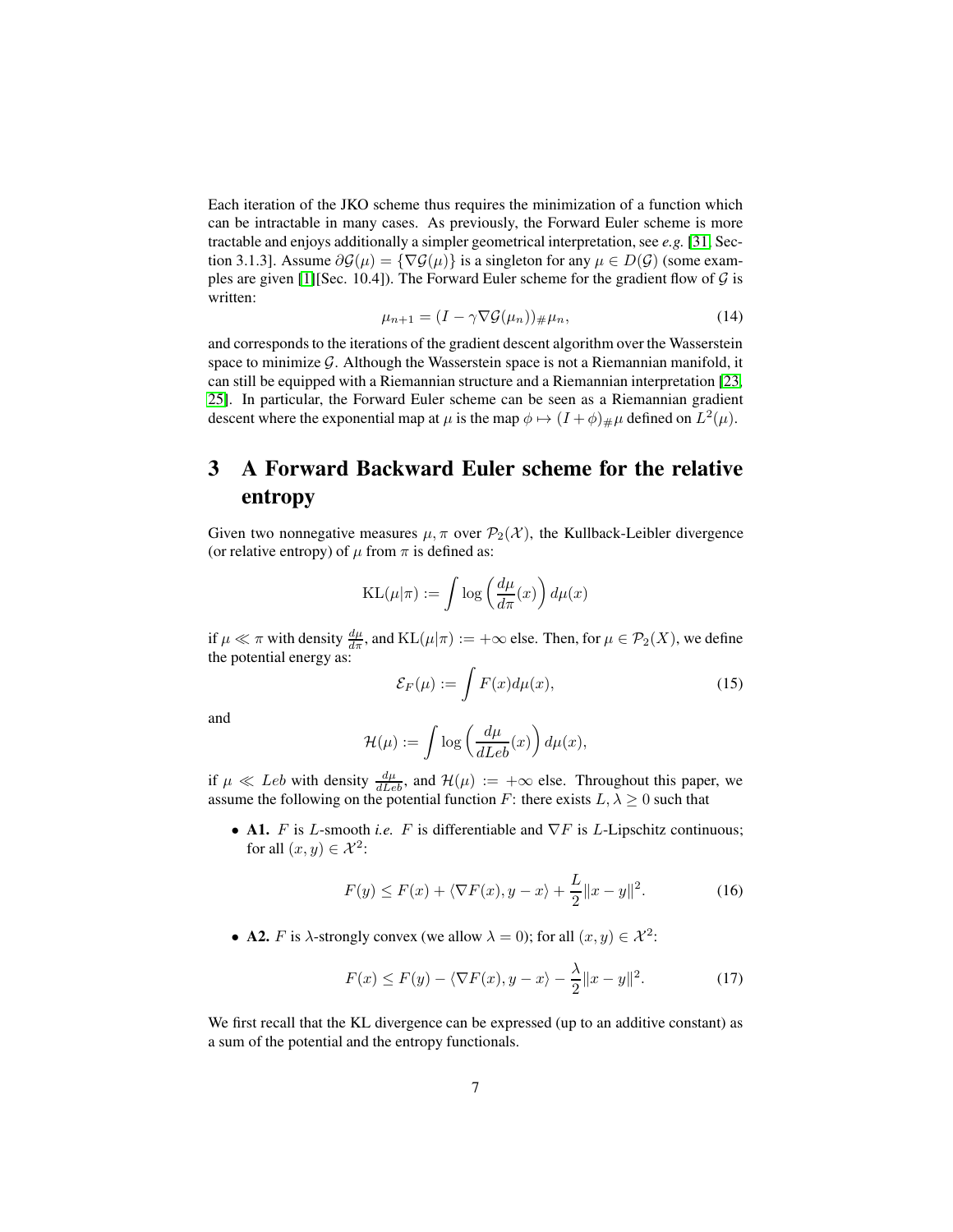Each iteration of the JKO scheme thus requires the minimization of a function which can be intractable in many cases. As previously, the Forward Euler scheme is more tractable and enjoys additionally a simpler geometrical interpretation, see *e.g.* [31, Section 3.1.3]. Assume $\partial\mathcal{G}(\mu) = \{\nabla\mathcal{G}(\mu)\}$ is a singleton for any $\mu \in D(\mathcal{G})$ (some examples are given [1][Sec. 10.4]). The Forward Euler scheme for the gradient flow of $\mathcal{G}$ is written:

$$\mu_{n+1} = (I - \gamma\nabla\mathcal{G}(\mu_n))_{\#}\mu_n, \tag{14}$$

and corresponds to the iterations of the gradient descent algorithm over the Wasserstein space to minimize $\mathcal{G}$. Although the Wasserstein space is not a Riemannian manifold, it can still be equipped with a Riemannian structure and a Riemannian interpretation [23, 25]. In particular, the Forward Euler scheme can be seen as a Riemannian gradient descent where the exponential map at $\mu$ is the map $\phi \mapsto (I + \phi)_{\#}\mu$ defined on $L^2(\mu)$.

# 3 A Forward Backward Euler scheme for the relative entropy

Given two nonnegative measures $\mu, \pi$ over $\mathcal{P}_2(\mathcal{X})$, the Kullback-Leibler divergence (or relative entropy) of $\mu$ from $\pi$ is defined as:

$$\mathrm{KL}(\mu|\pi) := \int \log\left(\frac{d\mu}{d\pi}(x)\right) d\mu(x)$$

if $\mu \ll \pi$ with density $\frac{d\mu}{d\pi}$, and $\mathrm{KL}(\mu|\pi) := +\infty$ else. Then, for $\mu \in \mathcal{P}_2(X)$, we define the potential energy as:

$$\mathcal{E}_F(\mu) := \int F(x) d\mu(x), \tag{15}$$

and

$$\mathcal{H}(\mu) := \int \log\left(\frac{d\mu}{dLeb}(x)\right) d\mu(x),$$

if $\mu \ll Leb$ with density $\frac{d\mu}{dLeb}$, and $\mathcal{H}(\mu) := +\infty$ else. Throughout this paper, we assume the following on the potential function $F$: there exists $L, \lambda \geq 0$ such that

- **A1.** $F$ is $L$-smooth *i.e.* $F$ is differentiable and $\nabla F$ is $L$-Lipschitz continuous; for all $(x, y) \in \mathcal{X}^2$:

$$F(y) \leq F(x) + \langle \nabla F(x), y - x\rangle + \frac{L}{2}\|x - y\|^2. \tag{16}$$

- **A2.** $F$ is $\lambda$-strongly convex (we allow $\lambda = 0$); for all $(x, y) \in \mathcal{X}^2$:

$$F(x) \leq F(y) - \langle \nabla F(x), y - x\rangle - \frac{\lambda}{2}\|x - y\|^2. \tag{17}$$

We first recall that the KL divergence can be expressed (up to an additive constant) as a sum of the potential and the entropy functionals.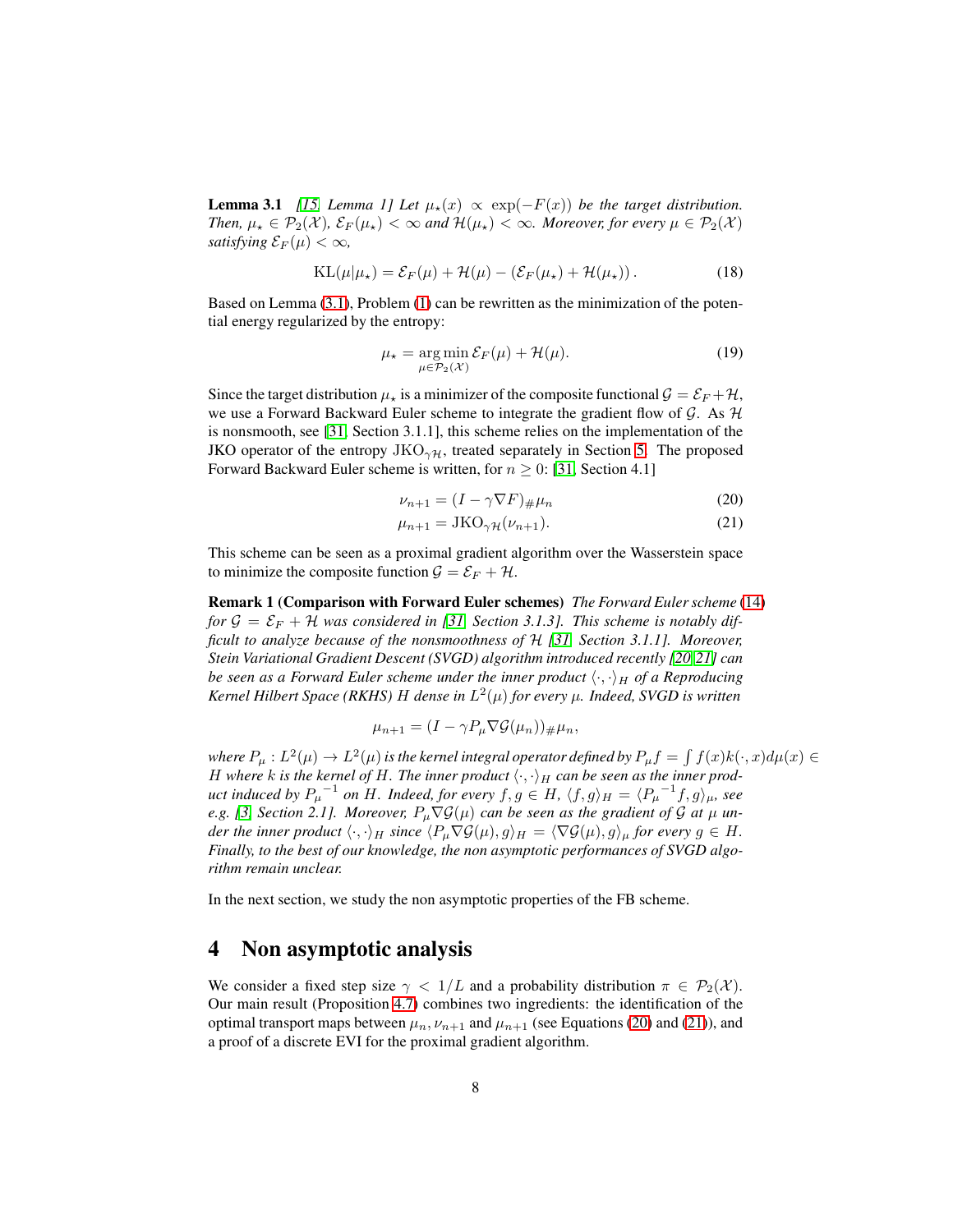**Lemma 3.1** *[15, Lemma 1] Let $\mu_\star(x) \propto \exp(-F(x))$ be the target distribution. Then, $\mu_\star \in \mathcal{P}_2(\mathcal{X})$, $\mathcal{E}_F(\mu_\star) < \infty$ and $\mathcal{H}(\mu_\star) < \infty$. Moreover, for every $\mu \in \mathcal{P}_2(\mathcal{X})$ satisfying $\mathcal{E}_F(\mu) < \infty$,*

$$\mathrm{KL}(\mu|\mu_\star) = \mathcal{E}_F(\mu) + \mathcal{H}(\mu) - (\mathcal{E}_F(\mu_\star) + \mathcal{H}(\mu_\star)). \tag{18}$$

Based on Lemma (3.1), Problem (1) can be rewritten as the minimization of the potential energy regularized by the entropy:

$$\mu_\star = \underset{\mu \in \mathcal{P}_2(\mathcal{X})}{\arg\min}\, \mathcal{E}_F(\mu) + \mathcal{H}(\mu). \tag{19}$$

Since the target distribution $\mu_\star$ is a minimizer of the composite functional $\mathcal{G} = \mathcal{E}_F + \mathcal{H}$, we use a Forward Backward Euler scheme to integrate the gradient flow of $\mathcal{G}$. As $\mathcal{H}$ is nonsmooth, see [31, Section 3.1.1], this scheme relies on the implementation of the JKO operator of the entropy $\mathrm{JKO}_{\gamma\mathcal{H}}$, treated separately in Section 5. The proposed Forward Backward Euler scheme is written, for $n \geq 0$: [31, Section 4.1]

$$\nu_{n+1} = (I - \gamma \nabla F)_{\#}\mu_n \tag{20}$$

$$\mu_{n+1} = \mathrm{JKO}_{\gamma\mathcal{H}}(\nu_{n+1}). \tag{21}$$

This scheme can be seen as a proximal gradient algorithm over the Wasserstein space to minimize the composite function $\mathcal{G} = \mathcal{E}_F + \mathcal{H}$.

**Remark 1 (Comparison with Forward Euler schemes)** *The Forward Euler scheme (14) for $\mathcal{G} = \mathcal{E}_F + \mathcal{H}$ was considered in [31, Section 3.1.3]. This scheme is notably difficult to analyze because of the nonsmoothness of $\mathcal{H}$ [31, Section 3.1.1]. Moreover, Stein Variational Gradient Descent (SVGD) algorithm introduced recently [20, 21] can be seen as a Forward Euler scheme under the inner product $\langle \cdot, \cdot \rangle_H$ of a Reproducing Kernel Hilbert Space (RKHS) $H$ dense in $L^2(\mu)$ for every $\mu$. Indeed, SVGD is written*

$$\mu_{n+1} = (I - \gamma P_\mu \nabla \mathcal{G}(\mu_n))_{\#}\mu_n,$$

*where $P_\mu : L^2(\mu) \to L^2(\mu)$ is the kernel integral operator defined by $P_\mu f = \int f(x)k(\cdot, x)d\mu(x) \in H$ where $k$ is the kernel of $H$. The inner product $\langle \cdot, \cdot \rangle_H$ can be seen as the inner product induced by ${P_\mu}^{-1}$ on $H$. Indeed, for every $f, g \in H$, $\langle f, g \rangle_H = \langle {P_\mu}^{-1} f, g \rangle_\mu$, see e.g. [3, Section 2.1]. Moreover, $P_\mu \nabla \mathcal{G}(\mu)$ can be seen as the gradient of $\mathcal{G}$ at $\mu$ under the inner product $\langle \cdot, \cdot \rangle_H$ since $\langle P_\mu \nabla \mathcal{G}(\mu), g \rangle_H = \langle \nabla \mathcal{G}(\mu), g \rangle_\mu$ for every $g \in H$. Finally, to the best of our knowledge, the non asymptotic performances of SVGD algorithm remain unclear.*

In the next section, we study the non asymptotic properties of the FB scheme.

# 4 Non asymptotic analysis

We consider a fixed step size $\gamma < 1/L$ and a probability distribution $\pi \in \mathcal{P}_2(\mathcal{X})$. Our main result (Proposition 4.7) combines two ingredients: the identification of the optimal transport maps between $\mu_n, \nu_{n+1}$ and $\mu_{n+1}$ (see Equations (20) and (21)), and a proof of a discrete EVI for the proximal gradient algorithm.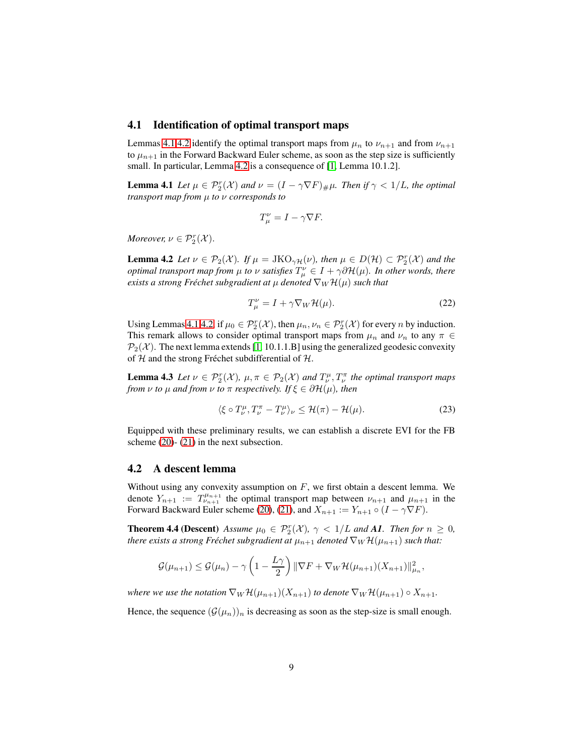## 4.1 Identification of optimal transport maps

Lemmas 4.1,4.2 identify the optimal transport maps from $\mu_n$ to $\nu_{n+1}$ and from $\nu_{n+1}$ to $\mu_{n+1}$ in the Forward Backward Euler scheme, as soon as the step size is sufficiently small. In particular, Lemma 4.2 is a consequence of [1, Lemma 10.1.2].

**Lemma 4.1** *Let $\mu \in \mathcal{P}_2^r(\mathcal{X})$ and $\nu = (I - \gamma \nabla F)_{\#}\mu$. Then if $\gamma < 1/L$, the optimal transport map from $\mu$ to $\nu$ corresponds to*

$$T_\mu^\nu = I - \gamma \nabla F.$$

*Moreover, $\nu \in \mathcal{P}_2^r(\mathcal{X})$.*

**Lemma 4.2** *Let $\nu \in \mathcal{P}_2(\mathcal{X})$. If $\mu = \mathrm{JKO}_{\gamma \mathcal{H}}(\nu)$, then $\mu \in D(\mathcal{H}) \subset \mathcal{P}_2^r(\mathcal{X})$ and the optimal transport map from $\mu$ to $\nu$ satisfies $T_\mu^\nu \in I + \gamma \partial \mathcal{H}(\mu)$. In other words, there exists a strong Fréchet subgradient at $\mu$ denoted $\nabla_W \mathcal{H}(\mu)$ such that*

$$T_\mu^\nu = I + \gamma \nabla_W \mathcal{H}(\mu). \tag{22}$$

Using Lemmas 4.1,4.2, if $\mu_0 \in \mathcal{P}_2^r(\mathcal{X})$, then $\mu_n, \nu_n \in \mathcal{P}_2^r(\mathcal{X})$ for every $n$ by induction. This remark allows to consider optimal transport maps from $\mu_n$ and $\nu_n$ to any $\pi \in \mathcal{P}_2(\mathcal{X})$. The next lemma extends [1, 10.1.1.B] using the generalized geodesic convexity of $\mathcal{H}$ and the strong Fréchet subdifferential of $\mathcal{H}$.

**Lemma 4.3** *Let $\nu \in \mathcal{P}_2^r(\mathcal{X})$, $\mu, \pi \in \mathcal{P}_2(\mathcal{X})$ and $T_\nu^\mu, T_\nu^\pi$ the optimal transport maps from $\nu$ to $\mu$ and from $\nu$ to $\pi$ respectively. If $\xi \in \partial \mathcal{H}(\mu)$, then*

$$\langle \xi \circ T_\nu^\mu, T_\nu^\pi - T_\nu^\mu \rangle_\nu \leq \mathcal{H}(\pi) - \mathcal{H}(\mu). \tag{23}$$

Equipped with these preliminary results, we can establish a discrete EVI for the FB scheme (20)- (21) in the next subsection.

## 4.2 A descent lemma

Without using any convexity assumption on $F$, we first obtain a descent lemma. We denote $Y_{n+1} := T_{\nu_{n+1}}^{\mu_{n+1}}$ the optimal transport map between $\nu_{n+1}$ and $\mu_{n+1}$ in the Forward Backward Euler scheme (20), (21), and $X_{n+1} := Y_{n+1} \circ (I - \gamma \nabla F)$.

**Theorem 4.4 (Descent)** *Assume $\mu_0 \in \mathcal{P}_2^r(\mathcal{X})$, $\gamma < 1/L$ and **A1**. Then for $n \geq 0$, there exists a strong Fréchet subgradient at $\mu_{n+1}$ denoted $\nabla_W \mathcal{H}(\mu_{n+1})$ such that:*

$$\mathcal{G}(\mu_{n+1}) \leq \mathcal{G}(\mu_n) - \gamma \left(1 - \frac{L\gamma}{2}\right) \|\nabla F + \nabla_W \mathcal{H}(\mu_{n+1})(X_{n+1})\|_{\mu_n}^2,$$

*where we use the notation $\nabla_W \mathcal{H}(\mu_{n+1})(X_{n+1})$ to denote $\nabla_W \mathcal{H}(\mu_{n+1}) \circ X_{n+1}$.*

Hence, the sequence $(\mathcal{G}(\mu_n))_n$ is decreasing as soon as the step-size is small enough.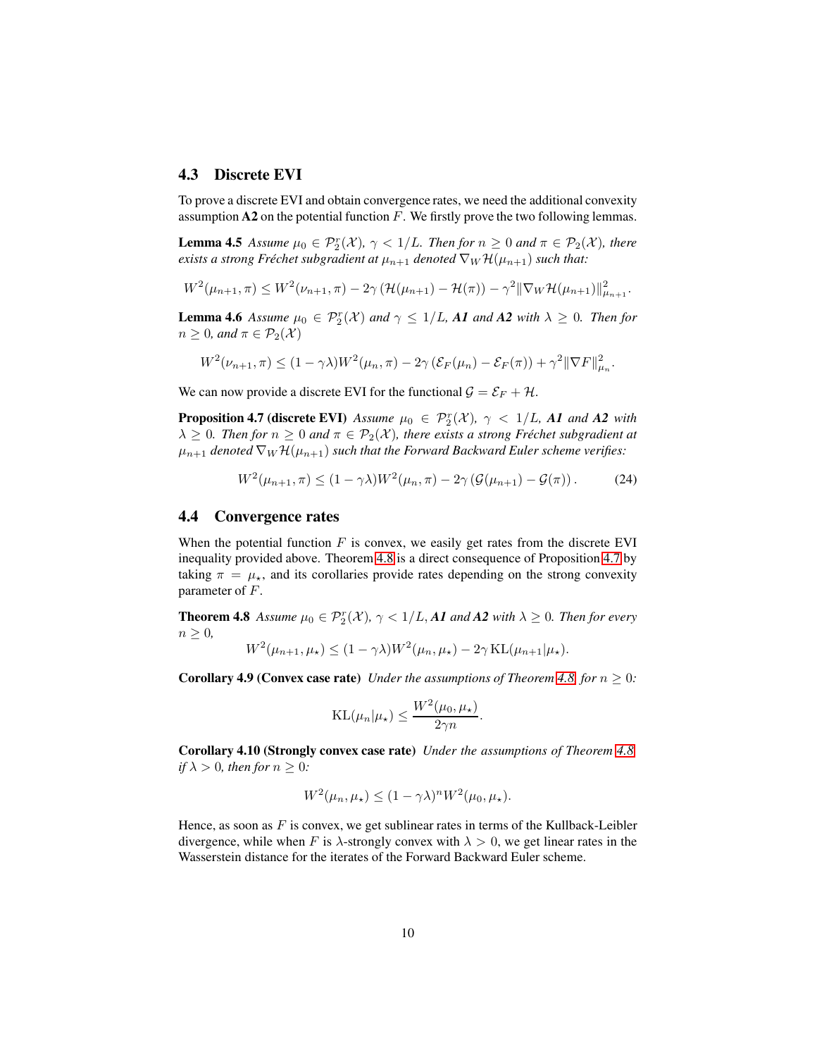### 4.3 Discrete EVI

To prove a discrete EVI and obtain convergence rates, we need the additional convexity assumption **A2** on the potential function $F$. We firstly prove the two following lemmas.

**Lemma 4.5** *Assume $\mu_0 \in \mathcal{P}_2^r(\mathcal{X})$, $\gamma < 1/L$. Then for $n \geq 0$ and $\pi \in \mathcal{P}_2(\mathcal{X})$, there exists a strong Fréchet subgradient at $\mu_{n+1}$ denoted $\nabla_W \mathcal{H}(\mu_{n+1})$ such that:*

$$W^2(\mu_{n+1}, \pi) \leq W^2(\nu_{n+1}, \pi) - 2\gamma\left(\mathcal{H}(\mu_{n+1}) - \mathcal{H}(\pi)\right) - \gamma^2 \|\nabla_W \mathcal{H}(\mu_{n+1})\|^2_{\mu_{n+1}}.$$

**Lemma 4.6** *Assume $\mu_0 \in \mathcal{P}_2^r(\mathcal{X})$ and $\gamma \leq 1/L$, **A1** and **A2** with $\lambda \geq 0$. Then for $n \geq 0$, and $\pi \in \mathcal{P}_2(\mathcal{X})$*

$$W^2(\nu_{n+1}, \pi) \leq (1 - \gamma\lambda) W^2(\mu_n, \pi) - 2\gamma\left(\mathcal{E}_F(\mu_n) - \mathcal{E}_F(\pi)\right) + \gamma^2 \|\nabla F\|^2_{\mu_n}.$$

We can now provide a discrete EVI for the functional $\mathcal{G} = \mathcal{E}_F + \mathcal{H}$.

**Proposition 4.7 (discrete EVI)** *Assume $\mu_0 \in \mathcal{P}_2^r(\mathcal{X})$, $\gamma < 1/L$, **A1** and **A2** with $\lambda \geq 0$. Then for $n \geq 0$ and $\pi \in \mathcal{P}_2(\mathcal{X})$, there exists a strong Fréchet subgradient at $\mu_{n+1}$ denoted $\nabla_W \mathcal{H}(\mu_{n+1})$ such that the Forward Backward Euler scheme verifies:*

$$W^2(\mu_{n+1}, \pi) \leq (1 - \gamma\lambda) W^2(\mu_n, \pi) - 2\gamma\left(\mathcal{G}(\mu_{n+1}) - \mathcal{G}(\pi)\right). \tag{24}$$

### 4.4 Convergence rates

When the potential function $F$ is convex, we easily get rates from the discrete EVI inequality provided above. Theorem 4.8 is a direct consequence of Proposition 4.7 by taking $\pi = \mu_\star$, and its corollaries provide rates depending on the strong convexity parameter of $F$.

**Theorem 4.8** *Assume $\mu_0 \in \mathcal{P}_2^r(\mathcal{X})$, $\gamma < 1/L$, **A1** and **A2** with $\lambda \geq 0$. Then for every $n \geq 0$,*

$$W^2(\mu_{n+1}, \mu_\star) \leq (1 - \gamma\lambda) W^2(\mu_n, \mu_\star) - 2\gamma \operatorname{KL}(\mu_{n+1}|\mu_\star).$$

**Corollary 4.9 (Convex case rate)** *Under the assumptions of Theorem 4.8, for $n \geq 0$:*

$$\operatorname{KL}(\mu_n|\mu_\star) \leq \frac{W^2(\mu_0, \mu_\star)}{2\gamma n}.$$

**Corollary 4.10 (Strongly convex case rate)** *Under the assumptions of Theorem 4.8, if $\lambda > 0$, then for $n \geq 0$:*

$$W^2(\mu_n, \mu_\star) \leq (1 - \gamma\lambda)^n W^2(\mu_0, \mu_\star).$$

Hence, as soon as $F$ is convex, we get sublinear rates in terms of the Kullback-Leibler divergence, while when $F$ is $\lambda$-strongly convex with $\lambda > 0$, we get linear rates in the Wasserstein distance for the iterates of the Forward Backward Euler scheme.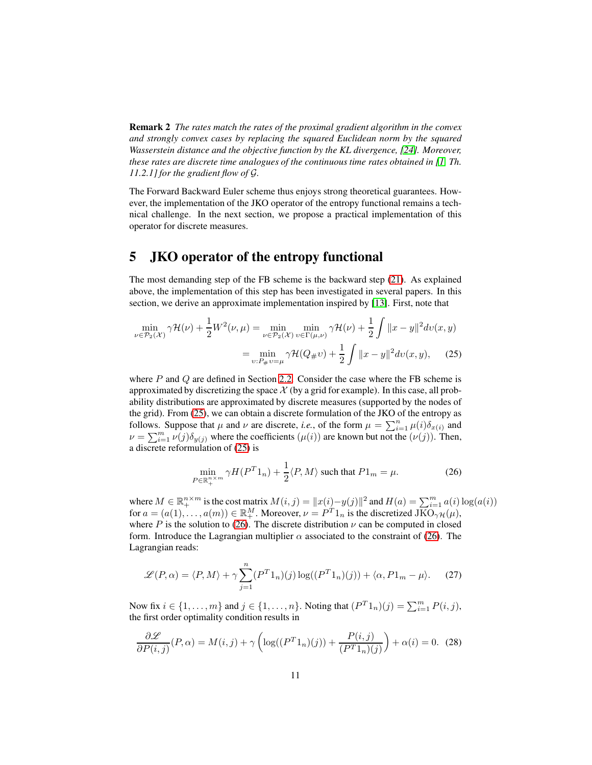**Remark 2** *The rates match the rates of the proximal gradient algorithm in the convex and strongly convex cases by replacing the squared Euclidean norm by the squared Wasserstein distance and the objective function by the KL divergence, [24]. Moreover, these rates are discrete time analogues of the continuous time rates obtained in [1, Th. 11.2.1] for the gradient flow of $\mathcal{G}$.*

The Forward Backward Euler scheme thus enjoys strong theoretical guarantees. However, the implementation of the JKO operator of the entropy functional remains a technical challenge. In the next section, we propose a practical implementation of this operator for discrete measures.

# 5 JKO operator of the entropy functional

The most demanding step of the FB scheme is the backward step (21). As explained above, the implementation of this step has been investigated in several papers. In this section, we derive an approximate implementation inspired by [13]. First, note that

$$
\begin{aligned}
\min_{\nu \in \mathcal{P}_2(\mathcal{X})} \gamma \mathcal{H}(\nu) + \frac{1}{2} W^2(\nu, \mu) &= \min_{\nu \in \mathcal{P}_2(\mathcal{X})} \min_{\upsilon \in \Gamma(\mu,\nu)} \gamma \mathcal{H}(\nu) + \frac{1}{2} \int \|x - y\|^2 d\upsilon(x,y) \\
&= \min_{\upsilon : P_\# \upsilon = \mu} \gamma \mathcal{H}(Q_\# \upsilon) + \frac{1}{2} \int \|x - y\|^2 d\upsilon(x,y), \qquad (25)
\end{aligned}
$$

where $P$ and $Q$ are defined in Section 2.2. Consider the case where the FB scheme is approximated by discretizing the space $\mathcal{X}$ (by a grid for example). In this case, all probability distributions are approximated by discrete measures (supported by the nodes of the grid). From (25), we can obtain a discrete formulation of the JKO of the entropy as follows. Suppose that $\mu$ and $\nu$ are discrete, *i.e.*, of the form $\mu = \sum_{i=1}^n \mu(i) \delta_{x(i)}$ and $\nu = \sum_{i=1}^m \nu(j) \delta_{y(j)}$ where the coefficients $(\mu(i))$ are known but not the $(\nu(j))$. Then, a discrete reformulation of (25) is

$$
\min_{P \in \mathbb{R}_+^{n \times m}} \gamma H(P^T 1_n) + \frac{1}{2} \langle P, M \rangle \text{ such that } P 1_m = \mu. \qquad (26)
$$

where $M \in \mathbb{R}_+^{n \times m}$ is the cost matrix $M(i,j) = \|x(i) - y(j)\|^2$ and $H(a) = \sum_{i=1}^m a(i) \log(a(i))$ for $a = (a(1), \ldots, a(m)) \in \mathbb{R}_+^M$. Moreover, $\nu = P^T 1_n$ is the discretized $\mathrm{JKO}_{\gamma \mathcal{H}}(\mu)$, where $P$ is the solution to (26). The discrete distribution $\nu$ can be computed in closed form. Introduce the Lagrangian multiplier $\alpha$ associated to the constraint of (26). The Lagrangian reads:

$$
\mathscr{L}(P, \alpha) = \langle P, M \rangle + \gamma \sum_{j=1}^n (P^T 1_n)(j) \log((P^T 1_n)(j)) + \langle \alpha, P 1_m - \mu \rangle. \qquad (27)
$$

Now fix $i \in \{1, \ldots, m\}$ and $j \in \{1, \ldots, n\}$. Noting that $(P^T 1_n)(j) = \sum_{i=1}^m P(i,j)$, the first order optimality condition results in

$$
\frac{\partial \mathscr{L}}{\partial P(i,j)}(P, \alpha) = M(i,j) + \gamma \left( \log((P^T 1_n)(j)) + \frac{P(i,j)}{(P^T 1_n)(j)} \right) + \alpha(i) = 0. \quad (28)
$$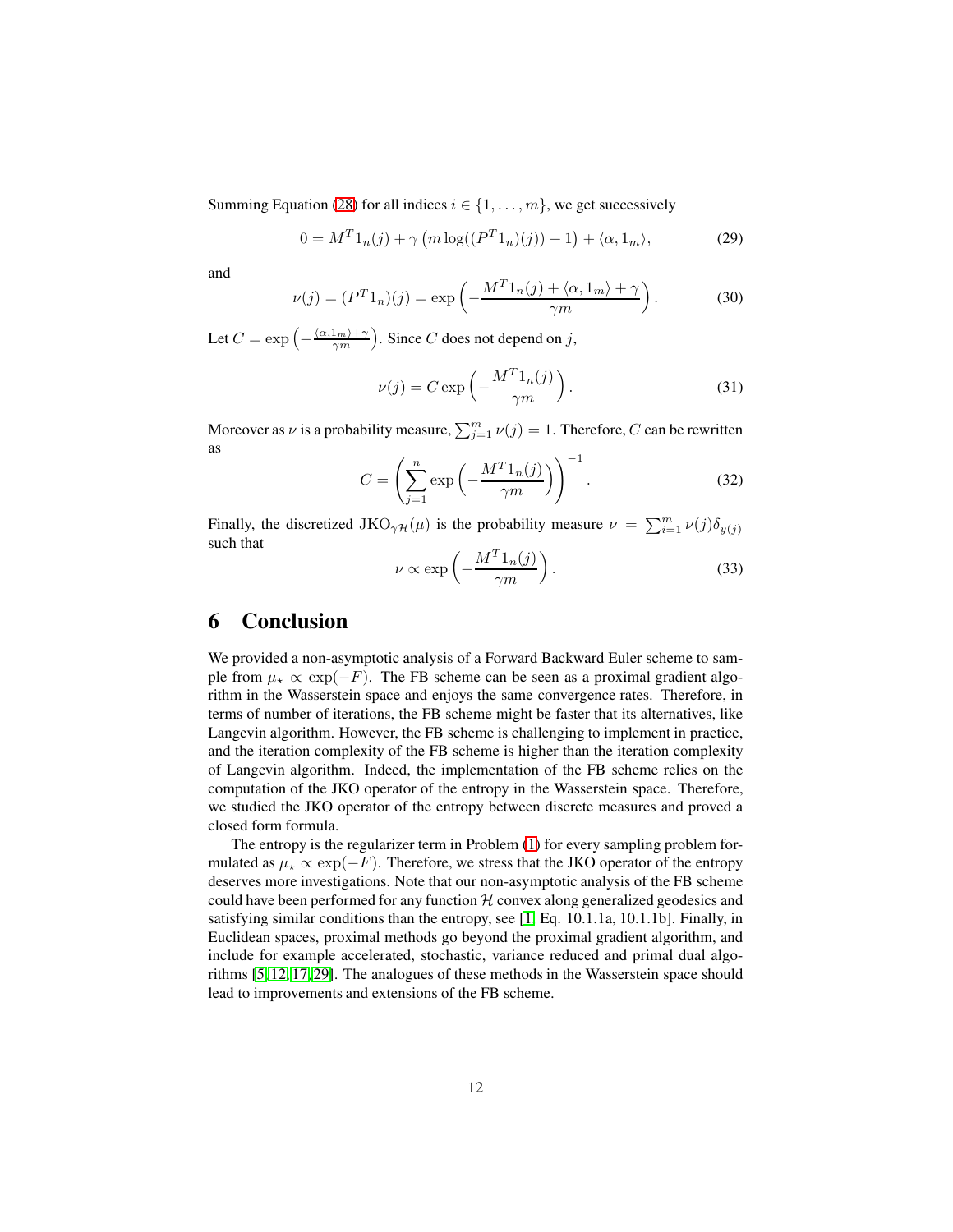Summing Equation (28) for all indices $i \in \{1, \ldots, m\}$, we get successively

$$0 = M^T 1_n(j) + \gamma \left( m \log((P^T 1_n)(j)) + 1 \right) + \langle \alpha, 1_m \rangle, \tag{29}$$

and

$$\nu(j) = (P^T 1_n)(j) = \exp\left( -\frac{M^T 1_n(j) + \langle \alpha, 1_m \rangle + \gamma}{\gamma m} \right). \tag{30}$$

Let $C = \exp\left( -\frac{\langle \alpha, 1_m \rangle + \gamma}{\gamma m} \right)$. Since $C$ does not depend on $j$,

$$\nu(j) = C \exp\left( -\frac{M^T 1_n(j)}{\gamma m} \right). \tag{31}$$

Moreover as $\nu$ is a probability measure, $\sum_{j=1}^m \nu(j) = 1$. Therefore, $C$ can be rewritten as

$$C = \left( \sum_{j=1}^n \exp\left( -\frac{M^T 1_n(j)}{\gamma m} \right) \right)^{-1}. \tag{32}$$

Finally, the discretized $\mathrm{JKO}_{\gamma \mathcal{H}}(\mu)$ is the probability measure $\nu = \sum_{i=1}^m \nu(j) \delta_{y(j)}$ such that

$$\nu \propto \exp\left( -\frac{M^T 1_n(j)}{\gamma m} \right). \tag{33}$$

# 6 Conclusion

We provided a non-asymptotic analysis of a Forward Backward Euler scheme to sample from $\mu_\star \propto \exp(-F)$. The FB scheme can be seen as a proximal gradient algorithm in the Wasserstein space and enjoys the same convergence rates. Therefore, in terms of number of iterations, the FB scheme might be faster that its alternatives, like Langevin algorithm. However, the FB scheme is challenging to implement in practice, and the iteration complexity of the FB scheme is higher than the iteration complexity of Langevin algorithm. Indeed, the implementation of the FB scheme relies on the computation of the JKO operator of the entropy in the Wasserstein space. Therefore, we studied the JKO operator of the entropy between discrete measures and proved a closed form formula.

The entropy is the regularizer term in Problem (1) for every sampling problem formulated as $\mu_\star \propto \exp(-F)$. Therefore, we stress that the JKO operator of the entropy deserves more investigations. Note that our non-asymptotic analysis of the FB scheme could have been performed for any function $\mathcal{H}$ convex along generalized geodesics and satisfying similar conditions than the entropy, see [1, Eq. 10.1.1a, 10.1.1b]. Finally, in Euclidean spaces, proximal methods go beyond the proximal gradient algorithm, and include for example accelerated, stochastic, variance reduced and primal dual algorithms [5, 12, 17, 29]. The analogues of these methods in the Wasserstein space should lead to improvements and extensions of the FB scheme.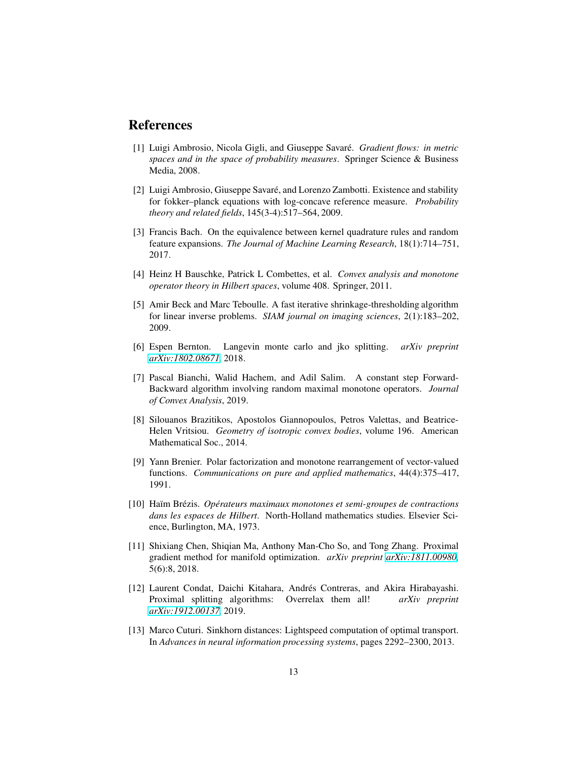# References

[1] Luigi Ambrosio, Nicola Gigli, and Giuseppe Savaré. *Gradient flows: in metric spaces and in the space of probability measures*. Springer Science & Business Media, 2008.

[2] Luigi Ambrosio, Giuseppe Savaré, and Lorenzo Zambotti. Existence and stability for fokker–planck equations with log-concave reference measure. *Probability theory and related fields*, 145(3-4):517–564, 2009.

[3] Francis Bach. On the equivalence between kernel quadrature rules and random feature expansions. *The Journal of Machine Learning Research*, 18(1):714–751, 2017.

[4] Heinz H Bauschke, Patrick L Combettes, et al. *Convex analysis and monotone operator theory in Hilbert spaces*, volume 408. Springer, 2011.

[5] Amir Beck and Marc Teboulle. A fast iterative shrinkage-thresholding algorithm for linear inverse problems. *SIAM journal on imaging sciences*, 2(1):183–202, 2009.

[6] Espen Bernton. Langevin monte carlo and jko splitting. *arXiv preprint arXiv:1802.08671*, 2018.

[7] Pascal Bianchi, Walid Hachem, and Adil Salim. A constant step Forward-Backward algorithm involving random maximal monotone operators. *Journal of Convex Analysis*, 2019.

[8] Silouanos Brazitikos, Apostolos Giannopoulos, Petros Valettas, and Beatrice-Helen Vritsiou. *Geometry of isotropic convex bodies*, volume 196. American Mathematical Soc., 2014.

[9] Yann Brenier. Polar factorization and monotone rearrangement of vector-valued functions. *Communications on pure and applied mathematics*, 44(4):375–417, 1991.

[10] Haïm Brézis. *Opérateurs maximaux monotones et semi-groupes de contractions dans les espaces de Hilbert*. North-Holland mathematics studies. Elsevier Science, Burlington, MA, 1973.

[11] Shixiang Chen, Shiqian Ma, Anthony Man-Cho So, and Tong Zhang. Proximal gradient method for manifold optimization. *arXiv preprint arXiv:1811.00980*, 5(6):8, 2018.

[12] Laurent Condat, Daichi Kitahara, Andrés Contreras, and Akira Hirabayashi. Proximal splitting algorithms: Overrelax them all! *arXiv preprint arXiv:1912.00137*, 2019.

[13] Marco Cuturi. Sinkhorn distances: Lightspeed computation of optimal transport. In *Advances in neural information processing systems*, pages 2292–2300, 2013.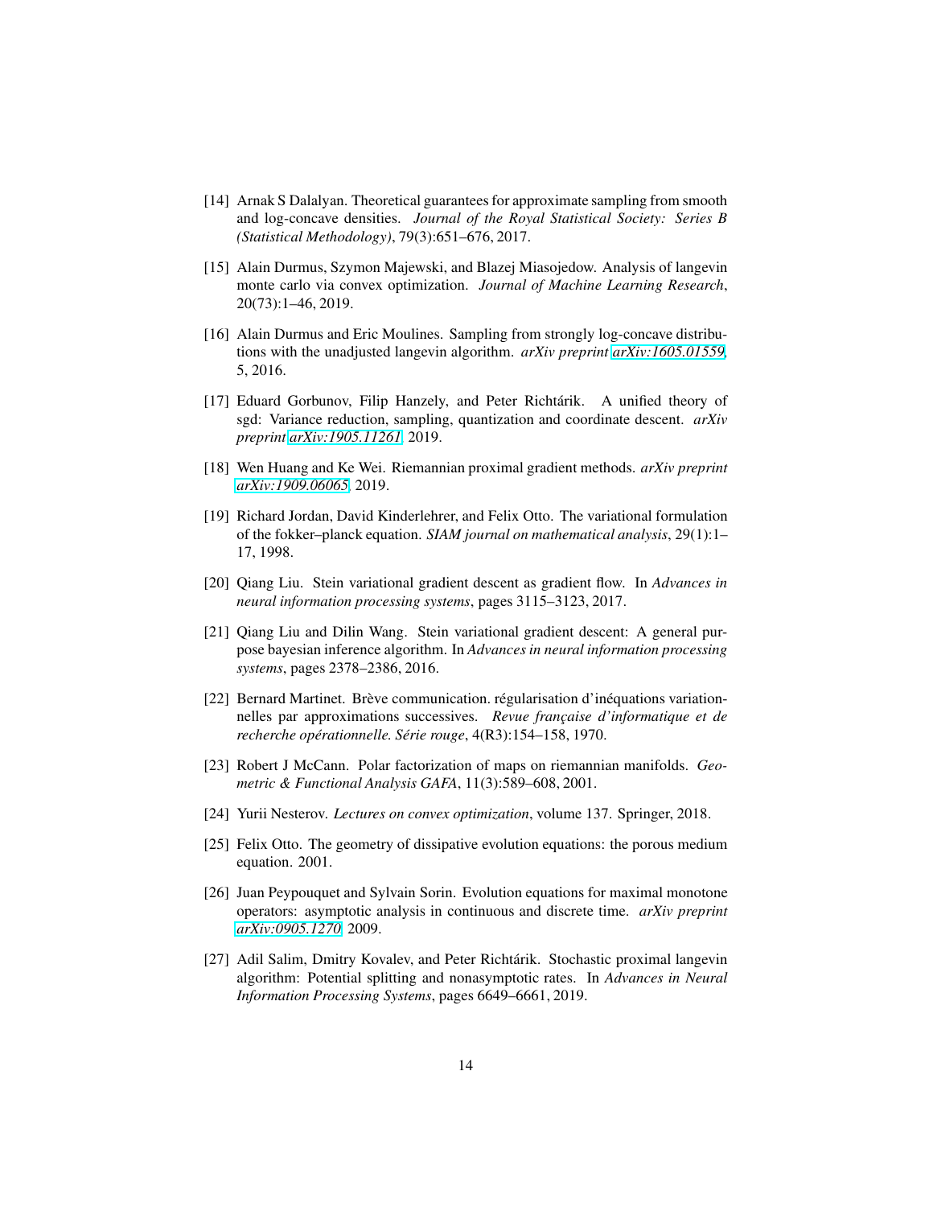[14] Arnak S Dalalyan. Theoretical guarantees for approximate sampling from smooth and log-concave densities. *Journal of the Royal Statistical Society: Series B (Statistical Methodology)*, 79(3):651–676, 2017.

[15] Alain Durmus, Szymon Majewski, and Blazej Miasojedow. Analysis of langevin monte carlo via convex optimization. *Journal of Machine Learning Research*, 20(73):1–46, 2019.

[16] Alain Durmus and Eric Moulines. Sampling from strongly log-concave distributions with the unadjusted langevin algorithm. *arXiv preprint arXiv:1605.01559*, 5, 2016.

[17] Eduard Gorbunov, Filip Hanzely, and Peter Richtárik. A unified theory of sgd: Variance reduction, sampling, quantization and coordinate descent. *arXiv preprint arXiv:1905.11261*, 2019.

[18] Wen Huang and Ke Wei. Riemannian proximal gradient methods. *arXiv preprint arXiv:1909.06065*, 2019.

[19] Richard Jordan, David Kinderlehrer, and Felix Otto. The variational formulation of the fokker–planck equation. *SIAM journal on mathematical analysis*, 29(1):1–17, 1998.

[20] Qiang Liu. Stein variational gradient descent as gradient flow. In *Advances in neural information processing systems*, pages 3115–3123, 2017.

[21] Qiang Liu and Dilin Wang. Stein variational gradient descent: A general purpose bayesian inference algorithm. In *Advances in neural information processing systems*, pages 2378–2386, 2016.

[22] Bernard Martinet. Brève communication. régularisation d'inéquations variationnelles par approximations successives. *Revue française d'informatique et de recherche opérationnelle. Série rouge*, 4(R3):154–158, 1970.

[23] Robert J McCann. Polar factorization of maps on riemannian manifolds. *Geometric & Functional Analysis GAFA*, 11(3):589–608, 2001.

[24] Yurii Nesterov. *Lectures on convex optimization*, volume 137. Springer, 2018.

[25] Felix Otto. The geometry of dissipative evolution equations: the porous medium equation. 2001.

[26] Juan Peypouquet and Sylvain Sorin. Evolution equations for maximal monotone operators: asymptotic analysis in continuous and discrete time. *arXiv preprint arXiv:0905.1270*, 2009.

[27] Adil Salim, Dmitry Kovalev, and Peter Richtárik. Stochastic proximal langevin algorithm: Potential splitting and nonasymptotic rates. In *Advances in Neural Information Processing Systems*, pages 6649–6661, 2019.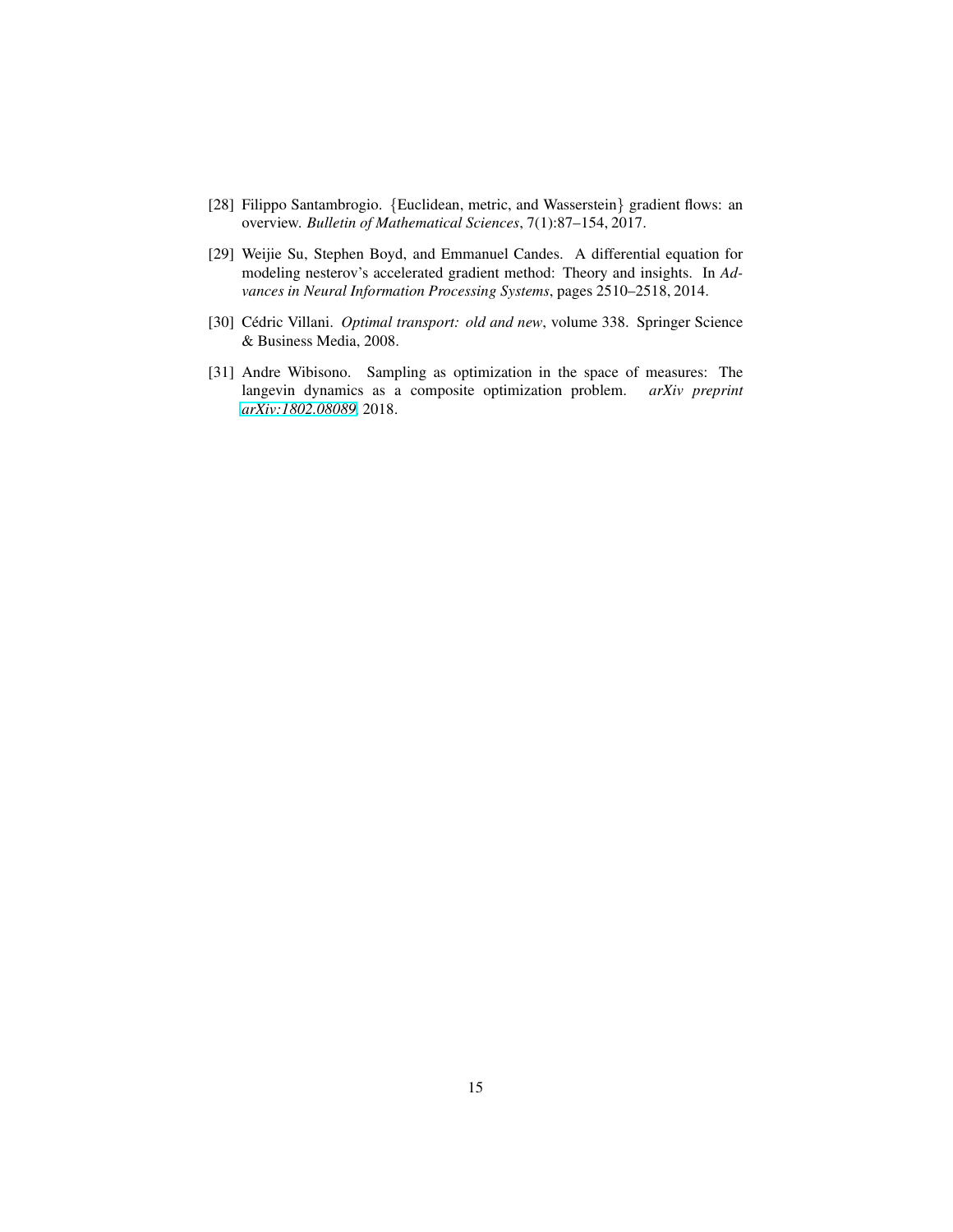[28] Filippo Santambrogio. {Euclidean, metric, and Wasserstein} gradient flows: an overview. *Bulletin of Mathematical Sciences*, 7(1):87–154, 2017.

[29] Weijie Su, Stephen Boyd, and Emmanuel Candes. A differential equation for modeling nesterov's accelerated gradient method: Theory and insights. In *Advances in Neural Information Processing Systems*, pages 2510–2518, 2014.

[30] Cédric Villani. *Optimal transport: old and new*, volume 338. Springer Science & Business Media, 2008.

[31] Andre Wibisono. Sampling as optimization in the space of measures: The langevin dynamics as a composite optimization problem. *arXiv preprint arXiv:1802.08089*, 2018.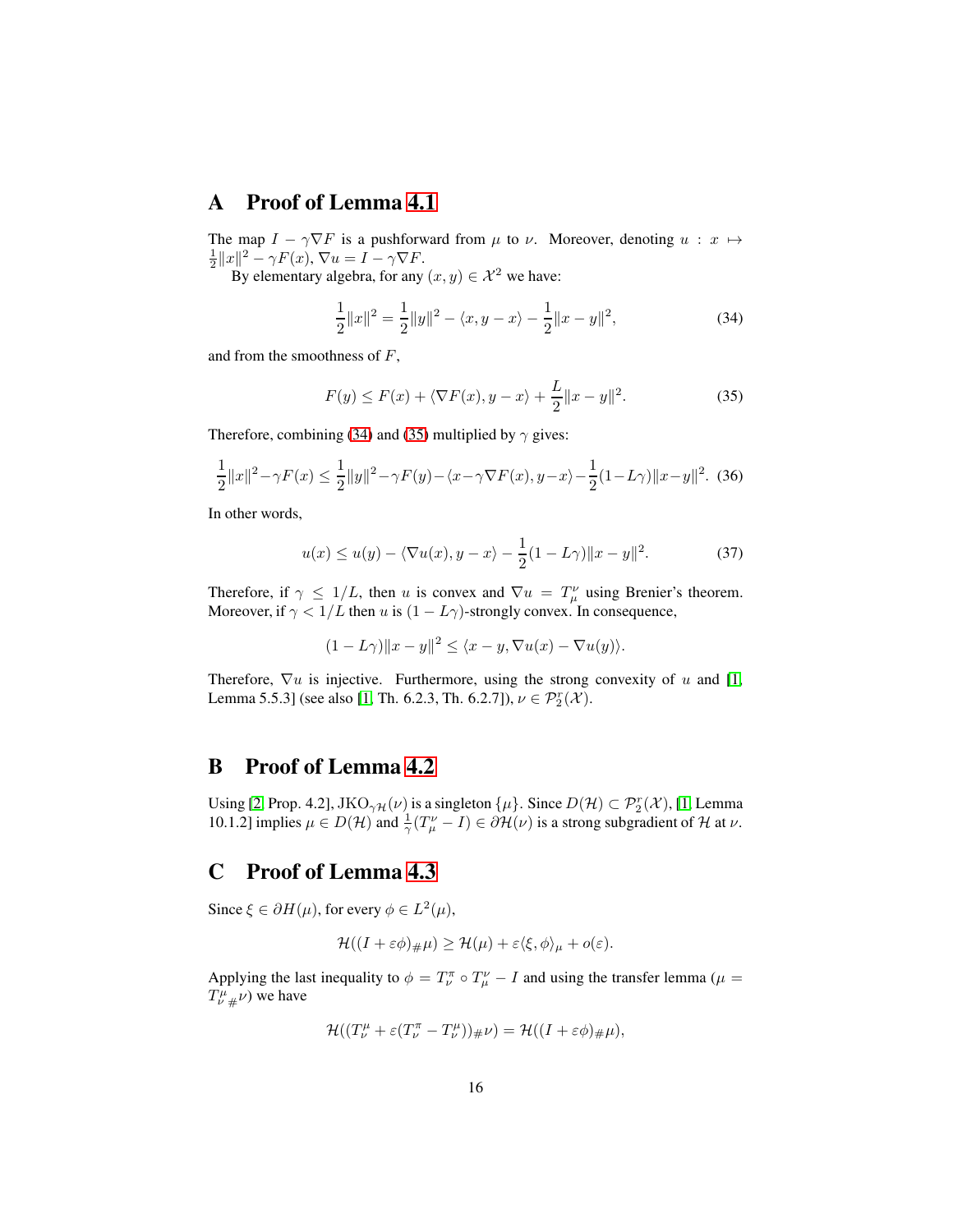## A Proof of Lemma 4.1

The map $I - \gamma\nabla F$ is a pushforward from $\mu$ to $\nu$. Moreover, denoting $u : x \mapsto \frac{1}{2}\|x\|^2 - \gamma F(x)$, $\nabla u = I - \gamma \nabla F$.

By elementary algebra, for any $(x, y) \in \mathcal{X}^2$ we have:

$$\frac{1}{2}\|x\|^2 = \frac{1}{2}\|y\|^2 - \langle x, y - x\rangle - \frac{1}{2}\|x - y\|^2, \tag{34}$$

and from the smoothness of $F$,

$$F(y) \leq F(x) + \langle \nabla F(x), y - x\rangle + \frac{L}{2}\|x - y\|^2. \tag{35}$$

Therefore, combining (34) and (35) multiplied by $\gamma$ gives:

$$\frac{1}{2}\|x\|^2 - \gamma F(x) \leq \frac{1}{2}\|y\|^2 - \gamma F(y) - \langle x - \gamma\nabla F(x), y - x\rangle - \frac{1}{2}(1 - L\gamma)\|x - y\|^2. \tag{36}$$

In other words,

$$u(x) \leq u(y) - \langle \nabla u(x), y - x\rangle - \frac{1}{2}(1 - L\gamma)\|x - y\|^2. \tag{37}$$

Therefore, if $\gamma \leq 1/L$, then $u$ is convex and $\nabla u = T_\mu^\nu$ using Brenier's theorem. Moreover, if $\gamma < 1/L$ then $u$ is $(1 - L\gamma)$-strongly convex. In consequence,

$$(1 - L\gamma)\|x - y\|^2 \leq \langle x - y, \nabla u(x) - \nabla u(y)\rangle.$$

Therefore, $\nabla u$ is injective. Furthermore, using the strong convexity of $u$ and [1, Lemma 5.5.3] (see also [1, Th. 6.2.3, Th. 6.2.7]), $\nu \in \mathcal{P}_2^r(\mathcal{X})$.

## B Proof of Lemma 4.2

Using [2, Prop. 4.2], $\mathrm{JKO}_{\gamma\mathcal{H}}(\nu)$ is a singleton $\{\mu\}$. Since $D(\mathcal{H}) \subset \mathcal{P}_2^r(\mathcal{X})$, [1, Lemma 10.1.2] implies $\mu \in D(\mathcal{H})$ and $\frac{1}{\gamma}(T_\mu^\nu - I) \in \partial\mathcal{H}(\nu)$ is a strong subgradient of $\mathcal{H}$ at $\nu$.

## C Proof of Lemma 4.3

Since $\xi \in \partial H(\mu)$, for every $\phi \in L^2(\mu)$,

$$\mathcal{H}((I + \varepsilon\phi)_\# \mu) \geq \mathcal{H}(\mu) + \varepsilon\langle \xi, \phi\rangle_\mu + o(\varepsilon).$$

Applying the last inequality to $\phi = T_\nu^\pi \circ T_\mu^\nu - I$ and using the transfer lemma ($\mu = T_\nu^\mu{}_\# \nu$) we have

$$\mathcal{H}((T_\nu^\mu + \varepsilon(T_\nu^\pi - T_\nu^\mu))_\# \nu) = \mathcal{H}((I + \varepsilon\phi)_\# \mu),$$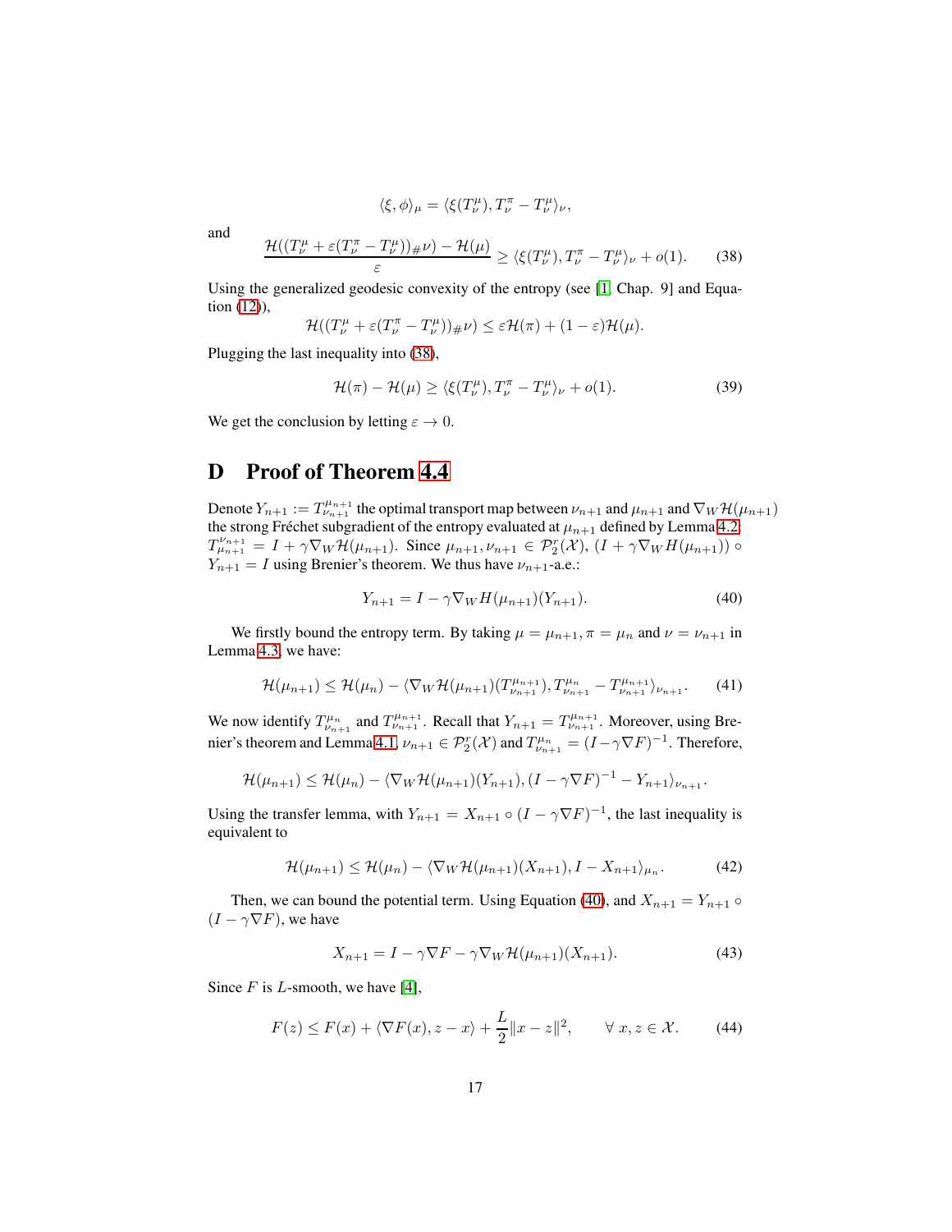$$\langle \xi, \phi \rangle_\mu = \langle \xi(T_\nu^\mu), T_\nu^\pi - T_\nu^\mu \rangle_\nu,$$

and

$$\frac{\mathcal{H}((T_\nu^\mu + \varepsilon(T_\nu^\pi - T_\nu^\mu))_\# \nu) - \mathcal{H}(\mu)}{\varepsilon} \geq \langle \xi(T_\nu^\mu), T_\nu^\pi - T_\nu^\mu \rangle_\nu + o(1). \tag{38}$$

Using the generalized geodesic convexity of the entropy (see [1, Chap. 9] and Equation (12)),

$$\mathcal{H}((T_\nu^\mu + \varepsilon(T_\nu^\pi - T_\nu^\mu))_\# \nu) \leq \varepsilon \mathcal{H}(\pi) + (1 - \varepsilon)\mathcal{H}(\mu).$$

Plugging the last inequality into (38),

$$\mathcal{H}(\pi) - \mathcal{H}(\mu) \geq \langle \xi(T_\nu^\mu), T_\nu^\pi - T_\nu^\mu \rangle_\nu + o(1). \tag{39}$$

We get the conclusion by letting $\varepsilon \to 0$.

# D Proof of Theorem 4.4

Denote $Y_{n+1} := T_{\nu_{n+1}}^{\mu_{n+1}}$ the optimal transport map between $\nu_{n+1}$ and $\mu_{n+1}$ and $\nabla_W \mathcal{H}(\mu_{n+1})$ the strong Fréchet subgradient of the entropy evaluated at $\mu_{n+1}$ defined by Lemma 4.2: $T_{\mu_{n+1}}^{\nu_{n+1}} = I + \gamma \nabla_W \mathcal{H}(\mu_{n+1})$. Since $\mu_{n+1}, \nu_{n+1} \in \mathcal{P}_2^r(\mathcal{X})$, $(I + \gamma \nabla_W H(\mu_{n+1})) \circ Y_{n+1} = I$ using Brenier's theorem. We thus have $\nu_{n+1}$-a.e.:

$$Y_{n+1} = I - \gamma \nabla_W H(\mu_{n+1})(Y_{n+1}). \tag{40}$$

We firstly bound the entropy term. By taking $\mu = \mu_{n+1}, \pi = \mu_n$ and $\nu = \nu_{n+1}$ in Lemma 4.3, we have:

$$\mathcal{H}(\mu_{n+1}) \leq \mathcal{H}(\mu_n) - \langle \nabla_W \mathcal{H}(\mu_{n+1})(T_{\nu_{n+1}}^{\mu_{n+1}}), T_{\nu_{n+1}}^{\mu_n} - T_{\nu_{n+1}}^{\mu_{n+1}} \rangle_{\nu_{n+1}}. \tag{41}$$

We now identify $T_{\nu_{n+1}}^{\mu_n}$ and $T_{\nu_{n+1}}^{\mu_{n+1}}$. Recall that $Y_{n+1} = T_{\nu_{n+1}}^{\mu_{n+1}}$. Moreover, using Brenier's theorem and Lemma 4.1, $\nu_{n+1} \in \mathcal{P}_2^r(\mathcal{X})$ and $T_{\nu_{n+1}}^{\mu_n} = (I - \gamma \nabla F)^{-1}$. Therefore,

$$\mathcal{H}(\mu_{n+1}) \leq \mathcal{H}(\mu_n) - \langle \nabla_W \mathcal{H}(\mu_{n+1})(Y_{n+1}), (I - \gamma \nabla F)^{-1} - Y_{n+1} \rangle_{\nu_{n+1}}.$$

Using the transfer lemma, with $Y_{n+1} = X_{n+1} \circ (I - \gamma \nabla F)^{-1}$, the last inequality is equivalent to

$$\mathcal{H}(\mu_{n+1}) \leq \mathcal{H}(\mu_n) - \langle \nabla_W \mathcal{H}(\mu_{n+1})(X_{n+1}), I - X_{n+1} \rangle_{\mu_n}. \tag{42}$$

Then, we can bound the potential term. Using Equation (40), and $X_{n+1} = Y_{n+1} \circ (I - \gamma \nabla F)$, we have

$$X_{n+1} = I - \gamma \nabla F - \gamma \nabla_W \mathcal{H}(\mu_{n+1})(X_{n+1}). \tag{43}$$

Since $F$ is $L$-smooth, we have [4],

$$F(z) \leq F(x) + \langle \nabla F(x), z - x \rangle + \frac{L}{2}\|x - z\|^2, \qquad \forall\, x, z \in \mathcal{X}. \tag{44}$$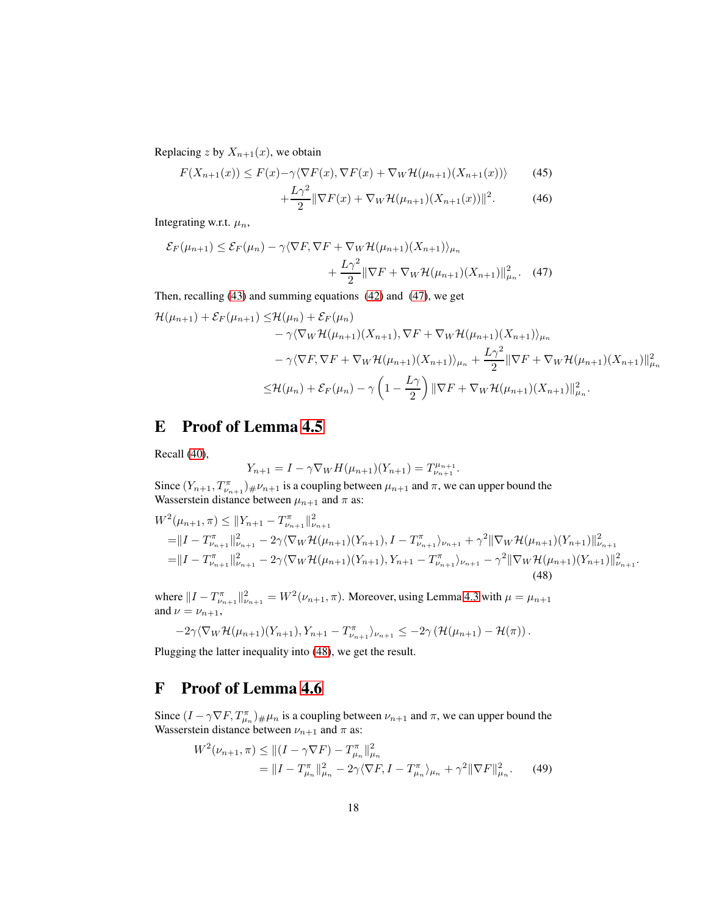Replacing $z$ by $X_{n+1}(x)$, we obtain

$$F(X_{n+1}(x)) \leq F(x) - \gamma\langle \nabla F(x), \nabla F(x) + \nabla_W \mathcal{H}(\mu_{n+1})(X_{n+1}(x))\rangle \tag{45}$$

$$+\frac{L\gamma^2}{2}\|\nabla F(x) + \nabla_W \mathcal{H}(\mu_{n+1})(X_{n+1}(x))\|^2. \tag{46}$$

Integrating w.r.t. $\mu_n$,

$$\mathcal{E}_F(\mu_{n+1}) \leq \mathcal{E}_F(\mu_n) - \gamma\langle \nabla F, \nabla F + \nabla_W \mathcal{H}(\mu_{n+1})(X_{n+1})\rangle_{\mu_n} + \frac{L\gamma^2}{2}\|\nabla F + \nabla_W \mathcal{H}(\mu_{n+1})(X_{n+1})\|^2_{\mu_n}. \tag{47}$$

Then, recalling (43) and summing equations (42) and (47), we get

$$\begin{aligned}
\mathcal{H}(\mu_{n+1}) + \mathcal{E}_F(\mu_{n+1}) \leq& \mathcal{H}(\mu_n) + \mathcal{E}_F(\mu_n) \\
&- \gamma\langle \nabla_W \mathcal{H}(\mu_{n+1})(X_{n+1}), \nabla F + \nabla_W \mathcal{H}(\mu_{n+1})(X_{n+1})\rangle_{\mu_n} \\
&- \gamma\langle \nabla F, \nabla F + \nabla_W \mathcal{H}(\mu_{n+1})(X_{n+1})\rangle_{\mu_n} + \frac{L\gamma^2}{2}\|\nabla F + \nabla_W \mathcal{H}(\mu_{n+1})(X_{n+1})\|^2_{\mu_n} \\
\leq& \mathcal{H}(\mu_n) + \mathcal{E}_F(\mu_n) - \gamma\left(1 - \frac{L\gamma}{2}\right)\|\nabla F + \nabla_W \mathcal{H}(\mu_{n+1})(X_{n+1})\|^2_{\mu_n}.
\end{aligned}$$

# E Proof of Lemma 4.5

Recall (40),

$$Y_{n+1} = I - \gamma \nabla_W H(\mu_{n+1})(Y_{n+1}) = T_{\nu_{n+1}}^{\mu_{n+1}}.$$

Since $(Y_{n+1}, T^{\pi}_{\nu_{n+1}})_{\#}\nu_{n+1}$ is a coupling between $\mu_{n+1}$ and $\pi$, we can upper bound the Wasserstein distance between $\mu_{n+1}$ and $\pi$ as:

$$\begin{aligned}
W^2(\mu_{n+1}, \pi) \leq& \|Y_{n+1} - T^{\pi}_{\nu_{n+1}}\|^2_{\nu_{n+1}} \\
=& \|I - T^{\pi}_{\nu_{n+1}}\|^2_{\nu_{n+1}} - 2\gamma\langle \nabla_W \mathcal{H}(\mu_{n+1})(Y_{n+1}), I - T^{\pi}_{\nu_{n+1}}\rangle_{\nu_{n+1}} + \gamma^2\|\nabla_W \mathcal{H}(\mu_{n+1})(Y_{n+1})\|^2_{\nu_{n+1}} \\
=& \|I - T^{\pi}_{\nu_{n+1}}\|^2_{\nu_{n+1}} - 2\gamma\langle \nabla_W \mathcal{H}(\mu_{n+1})(Y_{n+1}), Y_{n+1} - T^{\pi}_{\nu_{n+1}}\rangle_{\nu_{n+1}} - \gamma^2\|\nabla_W \mathcal{H}(\mu_{n+1})(Y_{n+1})\|^2_{\nu_{n+1}}.
\end{aligned} \tag{48}$$

where $\|I - T^{\pi}_{\nu_{n+1}}\|^2_{\nu_{n+1}} = W^2(\nu_{n+1}, \pi)$. Moreover, using Lemma 4.3 with $\mu = \mu_{n+1}$ and $\nu = \nu_{n+1}$,

$$-2\gamma\langle \nabla_W \mathcal{H}(\mu_{n+1})(Y_{n+1}), Y_{n+1} - T^{\pi}_{\nu_{n+1}}\rangle_{\nu_{n+1}} \leq -2\gamma\left(\mathcal{H}(\mu_{n+1}) - \mathcal{H}(\pi)\right).$$

Plugging the latter inequality into (48), we get the result.

# F Proof of Lemma 4.6

Since $(I - \gamma\nabla F, T^{\pi}_{\mu_n})_{\#}\mu_n$ is a coupling between $\nu_{n+1}$ and $\pi$, we can upper bound the Wasserstein distance between $\nu_{n+1}$ and $\pi$ as:

$$\begin{aligned}
W^2(\nu_{n+1}, \pi) \leq& \|(I - \gamma\nabla F) - T^{\pi}_{\mu_n}\|^2_{\mu_n} \\
=& \|I - T^{\pi}_{\mu_n}\|^2_{\mu_n} - 2\gamma\langle \nabla F, I - T^{\pi}_{\mu_n}\rangle_{\mu_n} + \gamma^2\|\nabla F\|^2_{\mu_n}.
\end{aligned} \tag{49}$$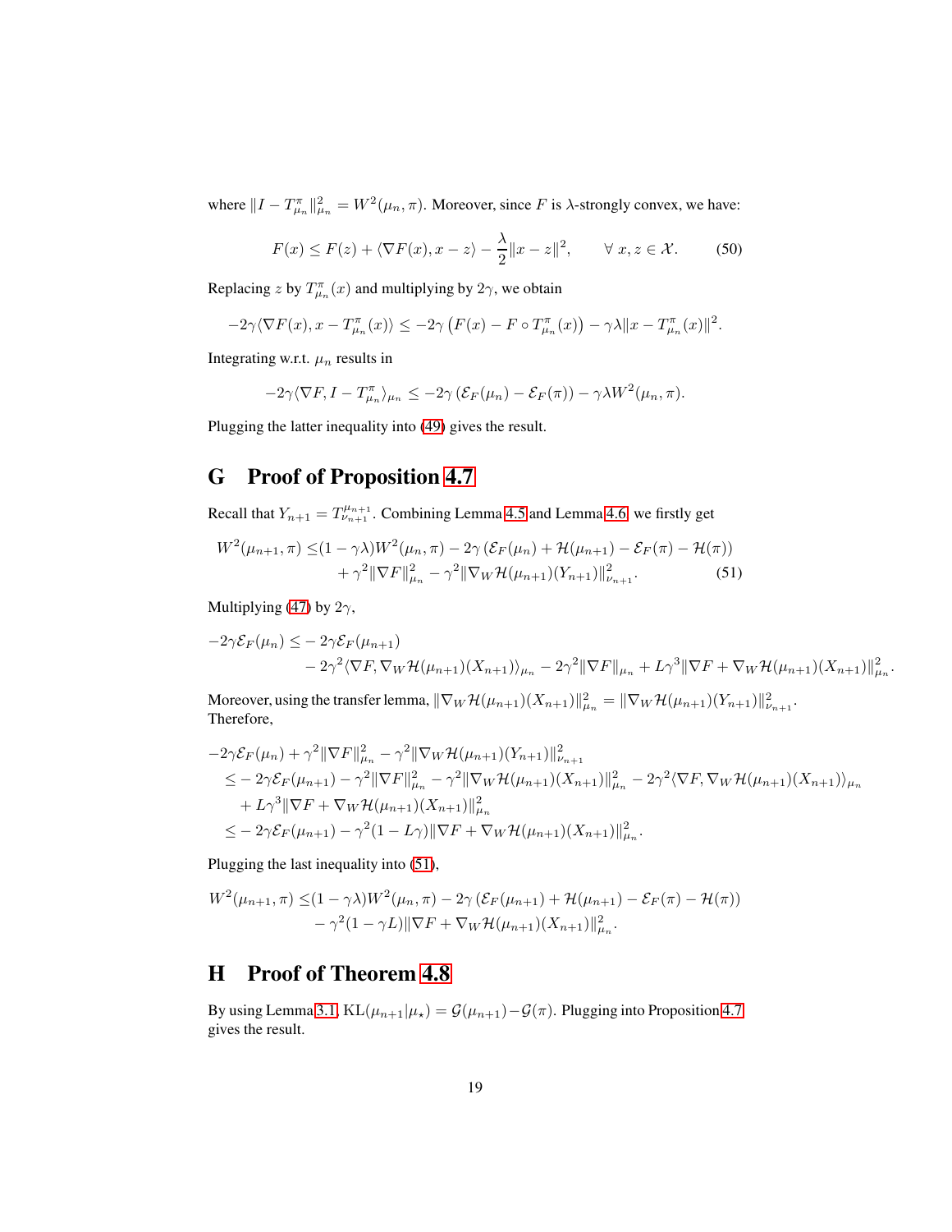where $\|I - T_{\mu_n}^\pi\|_{\mu_n}^2 = W^2(\mu_n, \pi)$. Moreover, since $F$ is $\lambda$-strongly convex, we have:

$$F(x) \leq F(z) + \langle \nabla F(x), x - z\rangle - \frac{\lambda}{2}\|x - z\|^2, \qquad \forall\, x, z \in \mathcal{X}. \tag{50}$$

Replacing $z$ by $T_{\mu_n}^\pi(x)$ and multiplying by $2\gamma$, we obtain

$$-2\gamma\langle \nabla F(x), x - T_{\mu_n}^\pi(x)\rangle \leq -2\gamma\left(F(x) - F \circ T_{\mu_n}^\pi(x)\right) - \gamma\lambda\|x - T_{\mu_n}^\pi(x)\|^2.$$

Integrating w.r.t. $\mu_n$ results in

$$-2\gamma\langle \nabla F, I - T_{\mu_n}^\pi\rangle_{\mu_n} \leq -2\gamma\left(\mathcal{E}_F(\mu_n) - \mathcal{E}_F(\pi)\right) - \gamma\lambda W^2(\mu_n, \pi).$$

Plugging the latter inequality into (49) gives the result.

## G Proof of Proposition 4.7

Recall that $Y_{n+1} = T_{\nu_{n+1}}^{\mu_{n+1}}$. Combining Lemma 4.5 and Lemma 4.6, we firstly get

$$\begin{aligned}
W^2(\mu_{n+1}, \pi) \leq &(1 - \gamma\lambda)W^2(\mu_n, \pi) - 2\gamma\left(\mathcal{E}_F(\mu_n) + \mathcal{H}(\mu_{n+1}) - \mathcal{E}_F(\pi) - \mathcal{H}(\pi)\right) \\
&+ \gamma^2\|\nabla F\|_{\mu_n}^2 - \gamma^2\|\nabla_W \mathcal{H}(\mu_{n+1})(Y_{n+1})\|_{\nu_{n+1}}^2.
\end{aligned} \tag{51}$$

Multiplying (47) by $2\gamma$,

$$\begin{aligned}
-2\gamma\mathcal{E}_F(\mu_n) \leq &-2\gamma\mathcal{E}_F(\mu_{n+1}) \\
&- 2\gamma^2\langle \nabla F, \nabla_W \mathcal{H}(\mu_{n+1})(X_{n+1})\rangle_{\mu_n} - 2\gamma^2\|\nabla F\|_{\mu_n} + L\gamma^3\|\nabla F + \nabla_W \mathcal{H}(\mu_{n+1})(X_{n+1})\|_{\mu_n}^2.
\end{aligned}$$

Moreover, using the transfer lemma, $\|\nabla_W \mathcal{H}(\mu_{n+1})(X_{n+1})\|_{\mu_n}^2 = \|\nabla_W \mathcal{H}(\mu_{n+1})(Y_{n+1})\|_{\nu_{n+1}}^2$. Therefore,

$$\begin{aligned}
&-2\gamma\mathcal{E}_F(\mu_n) + \gamma^2\|\nabla F\|_{\mu_n}^2 - \gamma^2\|\nabla_W \mathcal{H}(\mu_{n+1})(Y_{n+1})\|_{\nu_{n+1}}^2 \\
&\leq -2\gamma\mathcal{E}_F(\mu_{n+1}) - \gamma^2\|\nabla F\|_{\mu_n}^2 - \gamma^2\|\nabla_W \mathcal{H}(\mu_{n+1})(X_{n+1})\|_{\mu_n}^2 - 2\gamma^2\langle \nabla F, \nabla_W \mathcal{H}(\mu_{n+1})(X_{n+1})\rangle_{\mu_n} \\
&\quad + L\gamma^3\|\nabla F + \nabla_W \mathcal{H}(\mu_{n+1})(X_{n+1})\|_{\mu_n}^2 \\
&\leq -2\gamma\mathcal{E}_F(\mu_{n+1}) - \gamma^2(1 - L\gamma)\|\nabla F + \nabla_W \mathcal{H}(\mu_{n+1})(X_{n+1})\|_{\mu_n}^2.
\end{aligned}$$

Plugging the last inequality into (51),

$$\begin{aligned}
W^2(\mu_{n+1}, \pi) \leq &(1 - \gamma\lambda)W^2(\mu_n, \pi) - 2\gamma\left(\mathcal{E}_F(\mu_{n+1}) + \mathcal{H}(\mu_{n+1}) - \mathcal{E}_F(\pi) - \mathcal{H}(\pi)\right) \\
&- \gamma^2(1 - \gamma L)\|\nabla F + \nabla_W \mathcal{H}(\mu_{n+1})(X_{n+1})\|_{\mu_n}^2.
\end{aligned}$$

## H Proof of Theorem 4.8

By using Lemma 3.1, $\mathrm{KL}(\mu_{n+1}|\mu_\star) = \mathcal{G}(\mu_{n+1}) - \mathcal{G}(\pi)$. Plugging into Proposition 4.7 gives the result.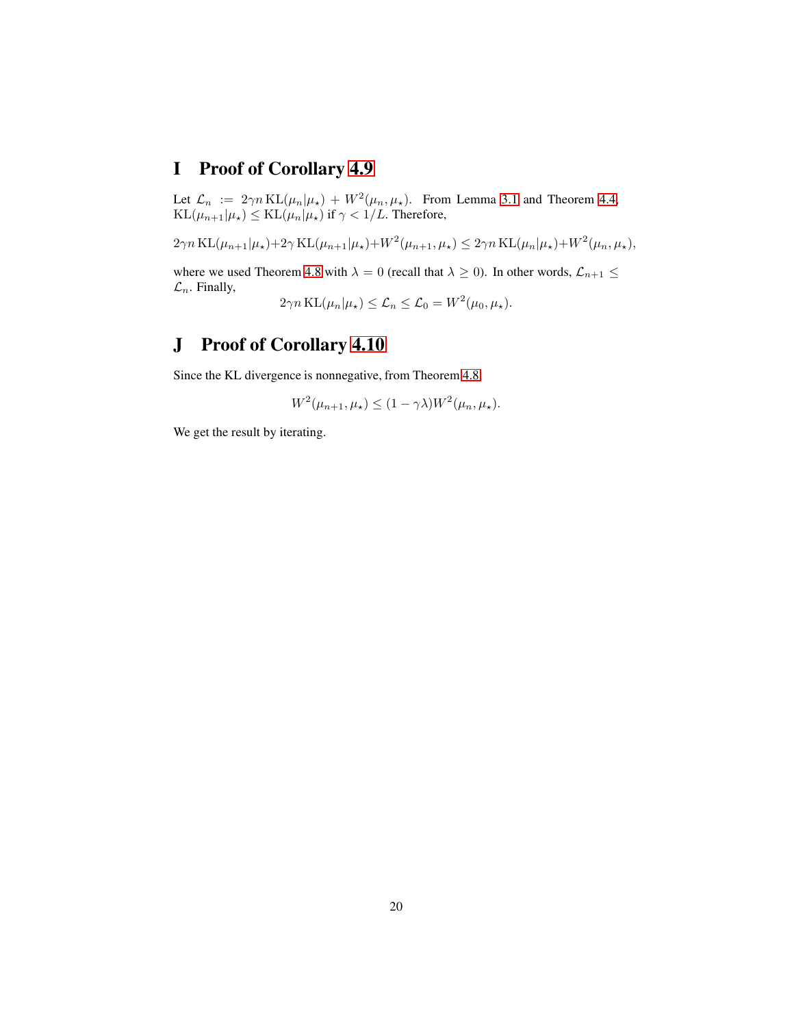# I Proof of Corollary 4.9

Let $\mathcal{L}_n := 2\gamma n \operatorname{KL}(\mu_n|\mu_\star) + W^2(\mu_n, \mu_\star)$. From Lemma 3.1 and Theorem 4.4, $\operatorname{KL}(\mu_{n+1}|\mu_\star) \leq \operatorname{KL}(\mu_n|\mu_\star)$ if $\gamma < 1/L$. Therefore,

$$2\gamma n \operatorname{KL}(\mu_{n+1}|\mu_\star) + 2\gamma \operatorname{KL}(\mu_{n+1}|\mu_\star) + W^2(\mu_{n+1}, \mu_\star) \leq 2\gamma n \operatorname{KL}(\mu_n|\mu_\star) + W^2(\mu_n, \mu_\star),$$

where we used Theorem 4.8 with $\lambda = 0$ (recall that $\lambda \geq 0$). In other words, $\mathcal{L}_{n+1} \leq \mathcal{L}_n$. Finally,

$$2\gamma n \operatorname{KL}(\mu_n|\mu_\star) \leq \mathcal{L}_n \leq \mathcal{L}_0 = W^2(\mu_0, \mu_\star).$$

# J Proof of Corollary 4.10

Since the KL divergence is nonnegative, from Theorem 4.8

$$W^2(\mu_{n+1}, \mu_\star) \leq (1 - \gamma\lambda) W^2(\mu_n, \mu_\star).$$

We get the result by iterating.